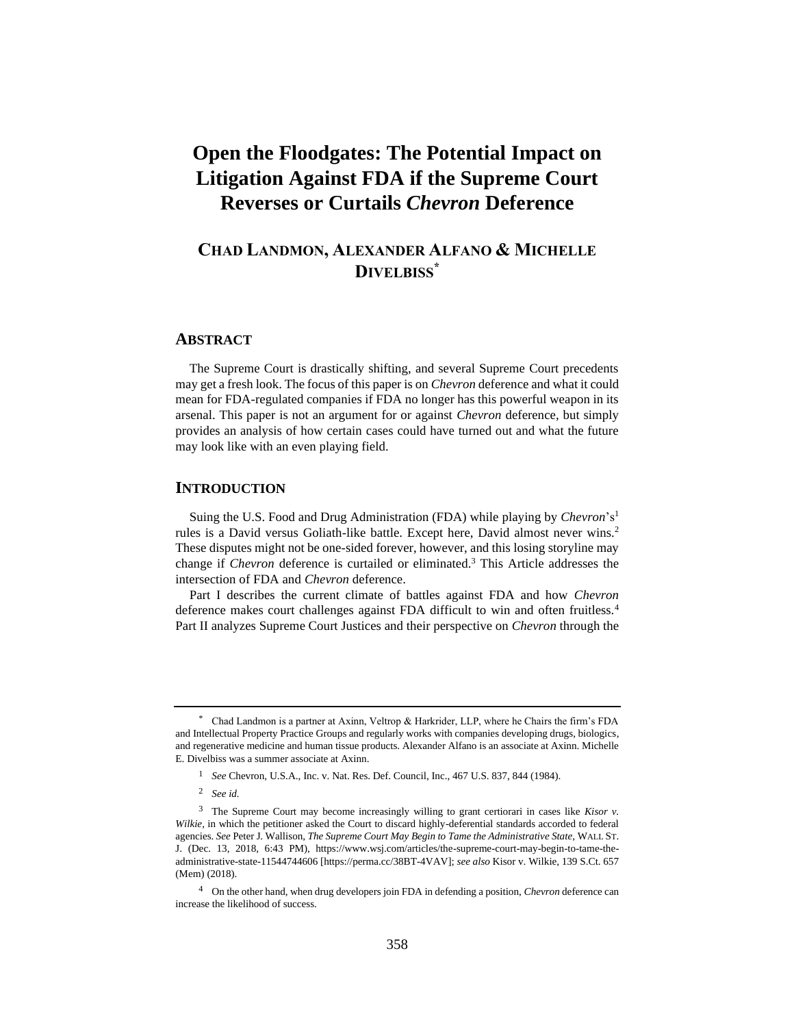# Open the Floodgates: The Potential Impact on Litigation Against FDA if the Supreme Court Reverses or Curtails *Chevron* Deference

## CHAD LANDMON, ALEXANDER ALFANO & MICHELLE DIVELBISS[*]

## ABSTRACT

The Supreme Court is drastically shifting, and several Supreme Court precedents may get a fresh look. The focus of this paper is on *Chevron* deference and what it could mean for FDA-regulated companies if FDA no longer has this powerful weapon in its arsenal. This paper is not an argument for or against *Chevron* deference, but simply provides an analysis of how certain cases could have turned out and what the future may look like with an even playing field.

## INTRODUCTION

Suing the U.S. Food and Drug Administration (FDA) while playing by *Chevron*'s[1] rules is a David versus Goliath-like battle. Except here, David almost never wins.[2] These disputes might not be one-sided forever, however, and this losing storyline may change if *Chevron* deference is curtailed or eliminated.[3] This Article addresses the intersection of FDA and *Chevron* deference.

Part I describes the current climate of battles against FDA and how *Chevron* deference makes court challenges against FDA difficult to win and often fruitless.[4] Part II analyzes Supreme Court Justices and their perspective on *Chevron* through the

---

[*] Chad Landmon is a partner at Axinn, Veltrop & Harkrider, LLP, where he Chairs the firm's FDA and Intellectual Property Practice Groups and regularly works with companies developing drugs, biologics, and regenerative medicine and human tissue products. Alexander Alfano is an associate at Axinn. Michelle E. Divelbiss was a summer associate at Axinn.

[1] *See* Chevron, U.S.A., Inc. v. Nat. Res. Def. Council, Inc., 467 U.S. 837, 844 (1984).

[2] *See id.*

[3] The Supreme Court may become increasingly willing to grant certiorari in cases like *Kisor v. Wilkie*, in which the petitioner asked the Court to discard highly-deferential standards accorded to federal agencies. *See* Peter J. Wallison, *The Supreme Court May Begin to Tame the Administrative State*, WALL ST. J. (Dec. 13, 2018, 6:43 PM), https://www.wsj.com/articles/the-supreme-court-may-begin-to-tame-the-administrative-state-11544744606 [https://perma.cc/38BT-4VAV]; *see also* Kisor v. Wilkie, 139 S.Ct. 657 (Mem) (2018).

[4] On the other hand, when drug developers join FDA in defending a position, *Chevron* deference can increase the likelihood of success.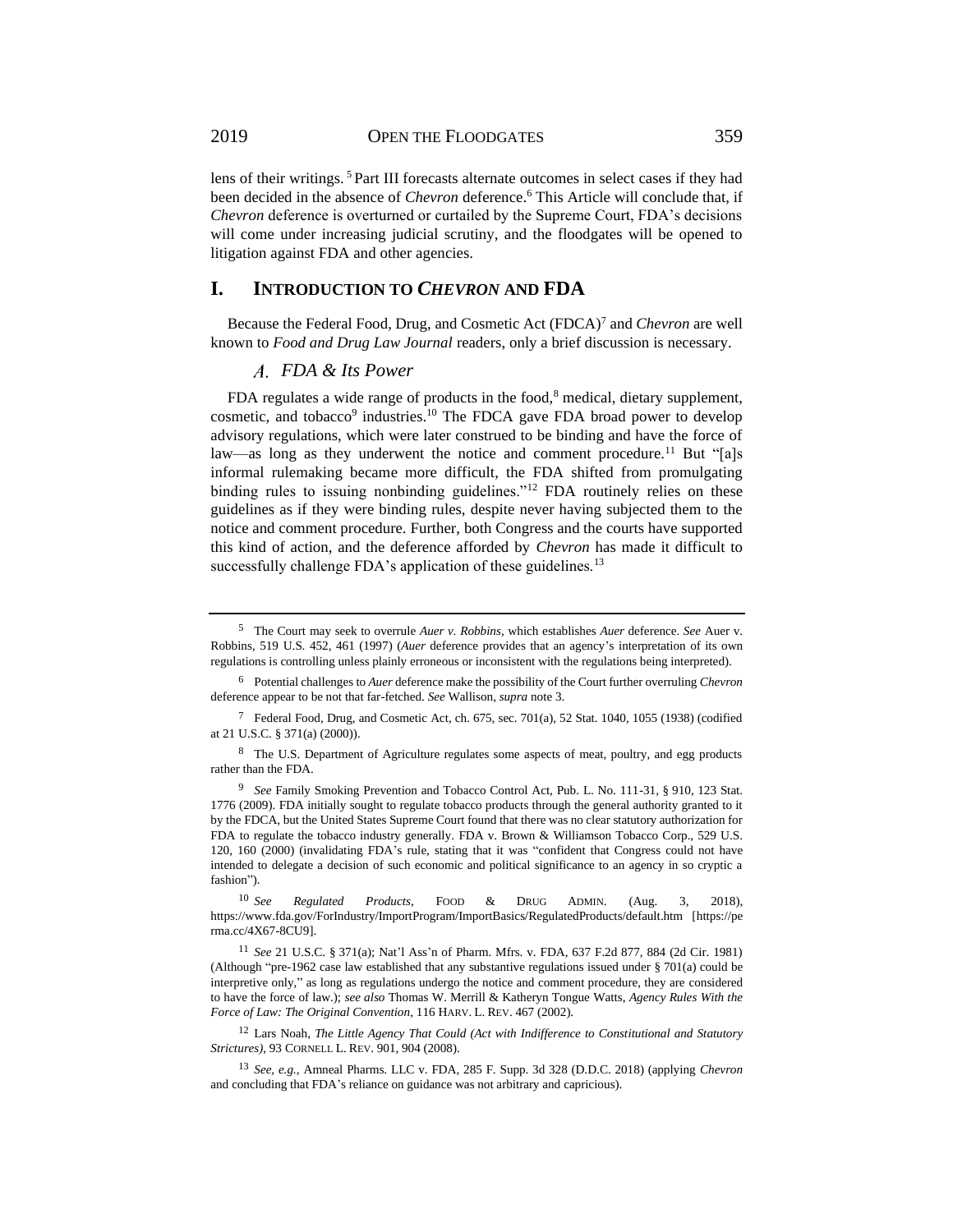lens of their writings.[5] Part III forecasts alternate outcomes in select cases if they had been decided in the absence of *Chevron* deference.[6] This Article will conclude that, if *Chevron* deference is overturned or curtailed by the Supreme Court, FDA's decisions will come under increasing judicial scrutiny, and the floodgates will be opened to litigation against FDA and other agencies.

# I. INTRODUCTION TO *CHEVRON* AND FDA

Because the Federal Food, Drug, and Cosmetic Act (FDCA)[7] and *Chevron* are well known to *Food and Drug Law Journal* readers, only a brief discussion is necessary.

## *A. FDA & Its Power*

FDA regulates a wide range of products in the food,[8] medical, dietary supplement, cosmetic, and tobacco[9] industries.[10] The FDCA gave FDA broad power to develop advisory regulations, which were later construed to be binding and have the force of law—as long as they underwent the notice and comment procedure.[11] But "[a]s informal rulemaking became more difficult, the FDA shifted from promulgating binding rules to issuing nonbinding guidelines."[12] FDA routinely relies on these guidelines as if they were binding rules, despite never having subjected them to the notice and comment procedure. Further, both Congress and the courts have supported this kind of action, and the deference afforded by *Chevron* has made it difficult to successfully challenge FDA's application of these guidelines.[13]

---

5 The Court may seek to overrule *Auer v. Robbins*, which establishes *Auer* deference. *See* Auer v. Robbins, 519 U.S. 452, 461 (1997) (*Auer* deference provides that an agency's interpretation of its own regulations is controlling unless plainly erroneous or inconsistent with the regulations being interpreted).

6 Potential challenges to *Auer* deference make the possibility of the Court further overruling *Chevron* deference appear to be not that far-fetched. *See* Wallison, *supra* note 3.

7 Federal Food, Drug, and Cosmetic Act, ch. 675, sec. 701(a), 52 Stat. 1040, 1055 (1938) (codified at 21 U.S.C. § 371(a) (2000)).

8 The U.S. Department of Agriculture regulates some aspects of meat, poultry, and egg products rather than the FDA.

9 *See* Family Smoking Prevention and Tobacco Control Act, Pub. L. No. 111-31, § 910, 123 Stat. 1776 (2009). FDA initially sought to regulate tobacco products through the general authority granted to it by the FDCA, but the United States Supreme Court found that there was no clear statutory authorization for FDA to regulate the tobacco industry generally. FDA v. Brown & Williamson Tobacco Corp., 529 U.S. 120, 160 (2000) (invalidating FDA's rule, stating that it was "confident that Congress could not have intended to delegate a decision of such economic and political significance to an agency in so cryptic a fashion").

10 *See* *Regulated Products*, FOOD & DRUG ADMIN. (Aug. 3, 2018), https://www.fda.gov/ForIndustry/ImportProgram/ImportBasics/RegulatedProducts/default.htm [https://perma.cc/4X67-8CU9].

11 *See* 21 U.S.C. § 371(a); Nat'l Ass'n of Pharm. Mfrs. v. FDA, 637 F.2d 877, 884 (2d Cir. 1981) (Although "pre-1962 case law established that any substantive regulations issued under § 701(a) could be interpretive only," as long as regulations undergo the notice and comment procedure, they are considered to have the force of law.); *see also* Thomas W. Merrill & Katheryn Tongue Watts, *Agency Rules With the Force of Law: The Original Convention*, 116 HARV. L. REV. 467 (2002).

12 Lars Noah, *The Little Agency That Could (Act with Indifference to Constitutional and Statutory Strictures)*, 93 CORNELL L. REV. 901, 904 (2008).

13 *See, e.g.*, Amneal Pharms. LLC v. FDA, 285 F. Supp. 3d 328 (D.D.C. 2018) (applying *Chevron* and concluding that FDA's reliance on guidance was not arbitrary and capricious).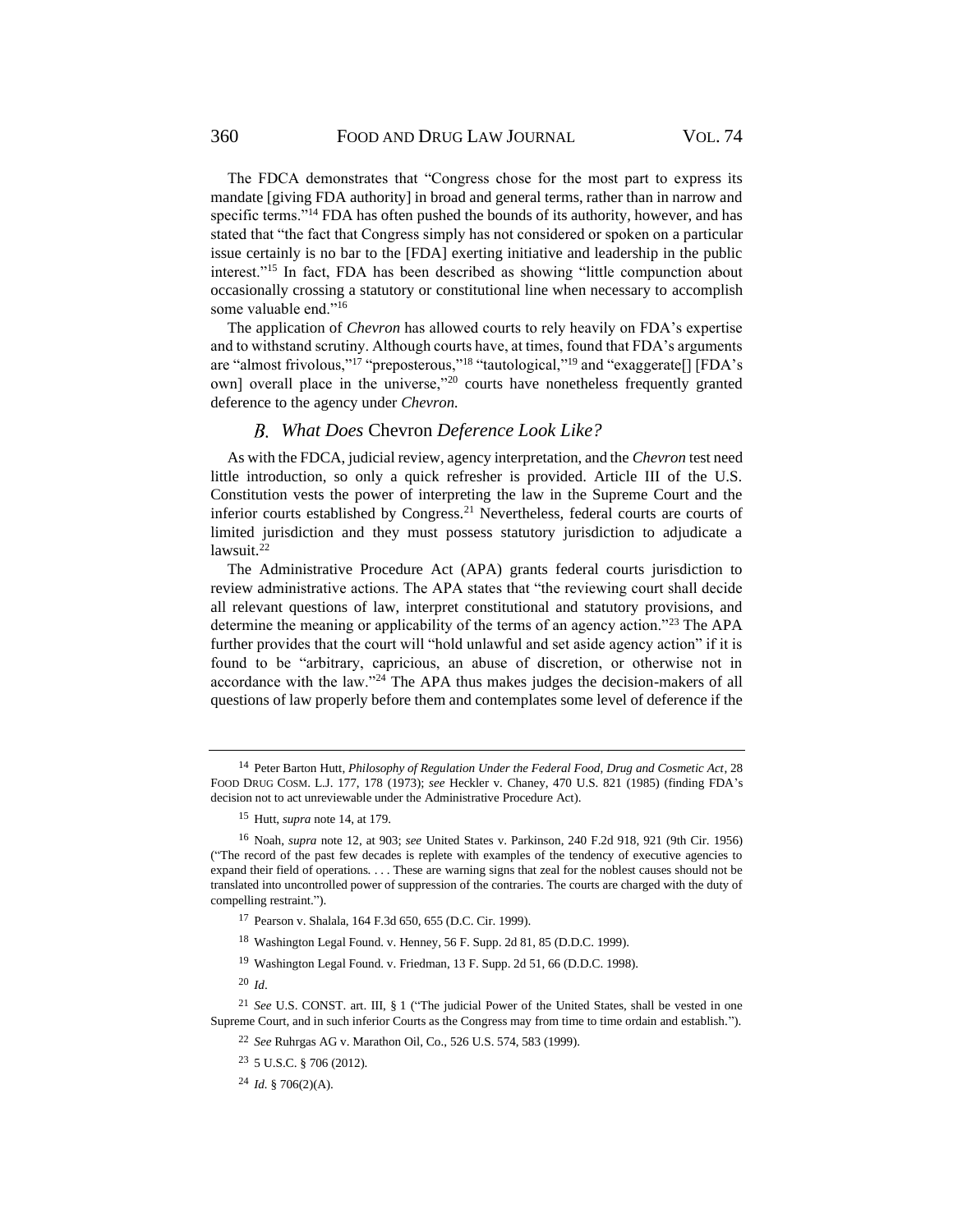The FDCA demonstrates that "Congress chose for the most part to express its mandate [giving FDA authority] in broad and general terms, rather than in narrow and specific terms."[14] FDA has often pushed the bounds of its authority, however, and has stated that "the fact that Congress simply has not considered or spoken on a particular issue certainly is no bar to the [FDA] exerting initiative and leadership in the public interest."[15] In fact, FDA has been described as showing "little compunction about occasionally crossing a statutory or constitutional line when necessary to accomplish some valuable end."[16]

The application of *Chevron* has allowed courts to rely heavily on FDA's expertise and to withstand scrutiny. Although courts have, at times, found that FDA's arguments are "almost frivolous,"[17] "preposterous,"[18] "tautological,"[19] and "exaggerate[] [FDA's own] overall place in the universe,"[20] courts have nonetheless frequently granted deference to the agency under *Chevron.*

### *B. What Does* Chevron *Deference Look Like?*

As with the FDCA, judicial review, agency interpretation, and the *Chevron* test need little introduction, so only a quick refresher is provided. Article III of the U.S. Constitution vests the power of interpreting the law in the Supreme Court and the inferior courts established by Congress.[21] Nevertheless, federal courts are courts of limited jurisdiction and they must possess statutory jurisdiction to adjudicate a lawsuit.[22]

The Administrative Procedure Act (APA) grants federal courts jurisdiction to review administrative actions. The APA states that "the reviewing court shall decide all relevant questions of law, interpret constitutional and statutory provisions, and determine the meaning or applicability of the terms of an agency action."[23] The APA further provides that the court will "hold unlawful and set aside agency action" if it is found to be "arbitrary, capricious, an abuse of discretion, or otherwise not in accordance with the law."[24] The APA thus makes judges the decision-makers of all questions of law properly before them and contemplates some level of deference if the

---

[14] Peter Barton Hutt, *Philosophy of Regulation Under the Federal Food, Drug and Cosmetic Act*, 28 FOOD DRUG COSM. L.J. 177, 178 (1973); *see* Heckler v. Chaney, 470 U.S. 821 (1985) (finding FDA's decision not to act unreviewable under the Administrative Procedure Act).

[15] Hutt, *supra* note 14, at 179.

[16] Noah, *supra* note 12, at 903; *see* United States v. Parkinson, 240 F.2d 918, 921 (9th Cir. 1956) ("The record of the past few decades is replete with examples of the tendency of executive agencies to expand their field of operations. . . . These are warning signs that zeal for the noblest causes should not be translated into uncontrolled power of suppression of the contraries. The courts are charged with the duty of compelling restraint.").

[17] Pearson v. Shalala, 164 F.3d 650, 655 (D.C. Cir. 1999).

[18] Washington Legal Found. v. Henney, 56 F. Supp. 2d 81, 85 (D.D.C. 1999).

[19] Washington Legal Found. v. Friedman, 13 F. Supp. 2d 51, 66 (D.D.C. 1998).

[20] *Id*.

[21] *See* U.S. CONST. art. III, § 1 ("The judicial Power of the United States, shall be vested in one Supreme Court, and in such inferior Courts as the Congress may from time to time ordain and establish.").

[22] *See* Ruhrgas AG v. Marathon Oil, Co., 526 U.S. 574, 583 (1999).

[23] 5 U.S.C. § 706 (2012).

[24] *Id.* § 706(2)(A).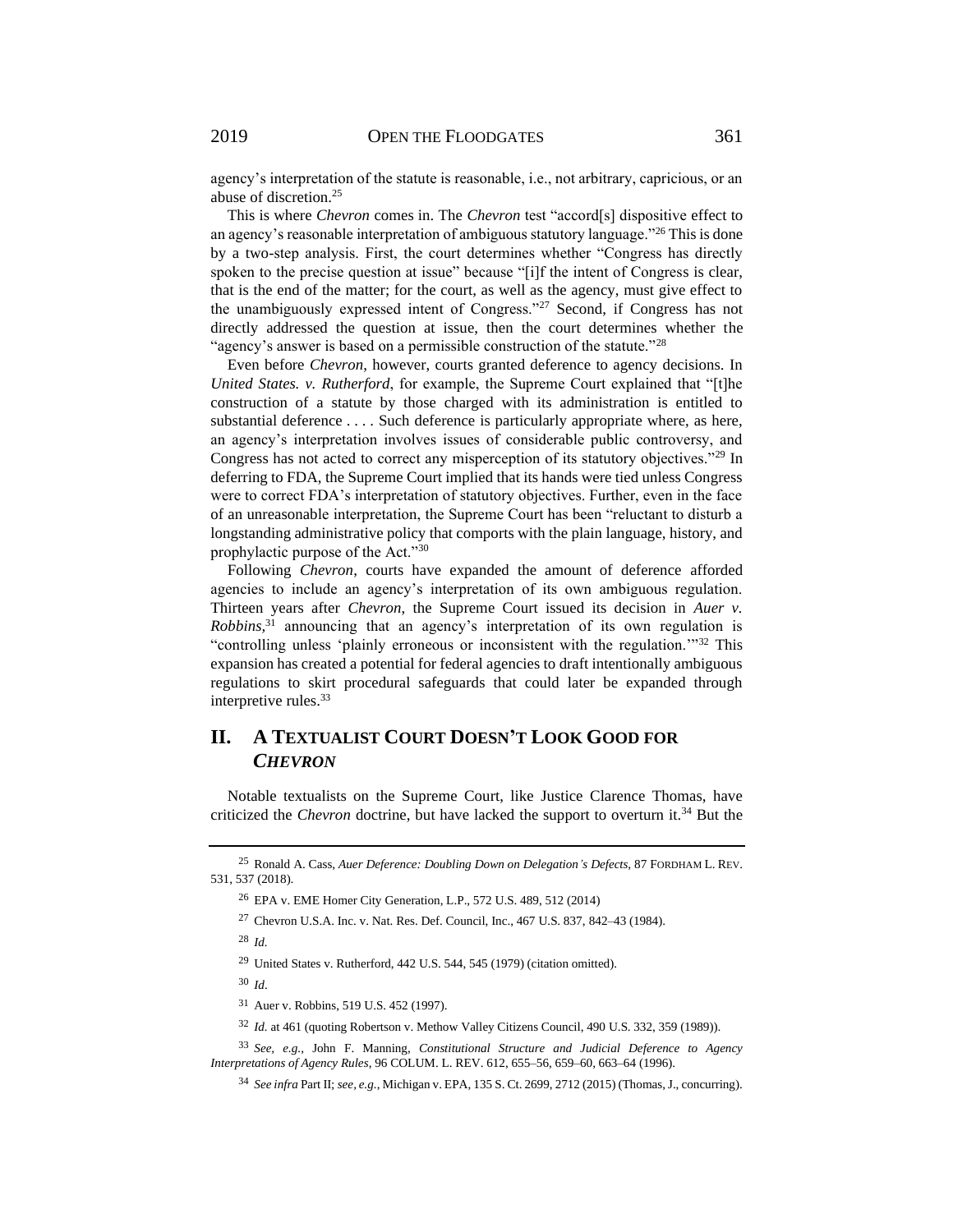agency's interpretation of the statute is reasonable, i.e., not arbitrary, capricious, or an abuse of discretion.[25]

This is where *Chevron* comes in. The *Chevron* test "accord[s] dispositive effect to an agency's reasonable interpretation of ambiguous statutory language."[26] This is done by a two-step analysis. First, the court determines whether "Congress has directly spoken to the precise question at issue" because "[i]f the intent of Congress is clear, that is the end of the matter; for the court, as well as the agency, must give effect to the unambiguously expressed intent of Congress."[27] Second, if Congress has not directly addressed the question at issue, then the court determines whether the "agency's answer is based on a permissible construction of the statute."[28]

Even before *Chevron*, however, courts granted deference to agency decisions. In *United States. v. Rutherford*, for example, the Supreme Court explained that "[t]he construction of a statute by those charged with its administration is entitled to substantial deference . . . . Such deference is particularly appropriate where, as here, an agency's interpretation involves issues of considerable public controversy, and Congress has not acted to correct any misperception of its statutory objectives."[29] In deferring to FDA, the Supreme Court implied that its hands were tied unless Congress were to correct FDA's interpretation of statutory objectives. Further, even in the face of an unreasonable interpretation, the Supreme Court has been "reluctant to disturb a longstanding administrative policy that comports with the plain language, history, and prophylactic purpose of the Act."[30]

Following *Chevron*, courts have expanded the amount of deference afforded agencies to include an agency's interpretation of its own ambiguous regulation. Thirteen years after *Chevron*, the Supreme Court issued its decision in *Auer v. Robbins*,[31] announcing that an agency's interpretation of its own regulation is "controlling unless 'plainly erroneous or inconsistent with the regulation.'"[32] This expansion has created a potential for federal agencies to draft intentionally ambiguous regulations to skirt procedural safeguards that could later be expanded through interpretive rules.[33]

## II. A Textualist Court Doesn't Look Good for *Chevron*

Notable textualists on the Supreme Court, like Justice Clarence Thomas, have criticized the *Chevron* doctrine, but have lacked the support to overturn it.[34] But the

---

[25] Ronald A. Cass, *Auer Deference: Doubling Down on Delegation's Defects*, 87 FORDHAM L. REV. 531, 537 (2018).

[26] EPA v. EME Homer City Generation, L.P., 572 U.S. 489, 512 (2014)

[27] Chevron U.S.A. Inc. v. Nat. Res. Def. Council, Inc., 467 U.S. 837, 842–43 (1984).

[28] *Id.*

[29] United States v. Rutherford, 442 U.S. 544, 545 (1979) (citation omitted).

[30] *Id*.

[31] Auer v. Robbins, 519 U.S. 452 (1997).

[32] *Id.* at 461 (quoting Robertson v. Methow Valley Citizens Council, 490 U.S. 332, 359 (1989)).

[33] *See, e.g.,* John F. Manning, *Constitutional Structure and Judicial Deference to Agency Interpretations of Agency Rules*, 96 COLUM. L. REV. 612, 655–56, 659–60, 663–64 (1996).

[34] *See infra* Part II; *see, e.g.,* Michigan v. EPA, 135 S. Ct. 2699, 2712 (2015) (Thomas, J., concurring).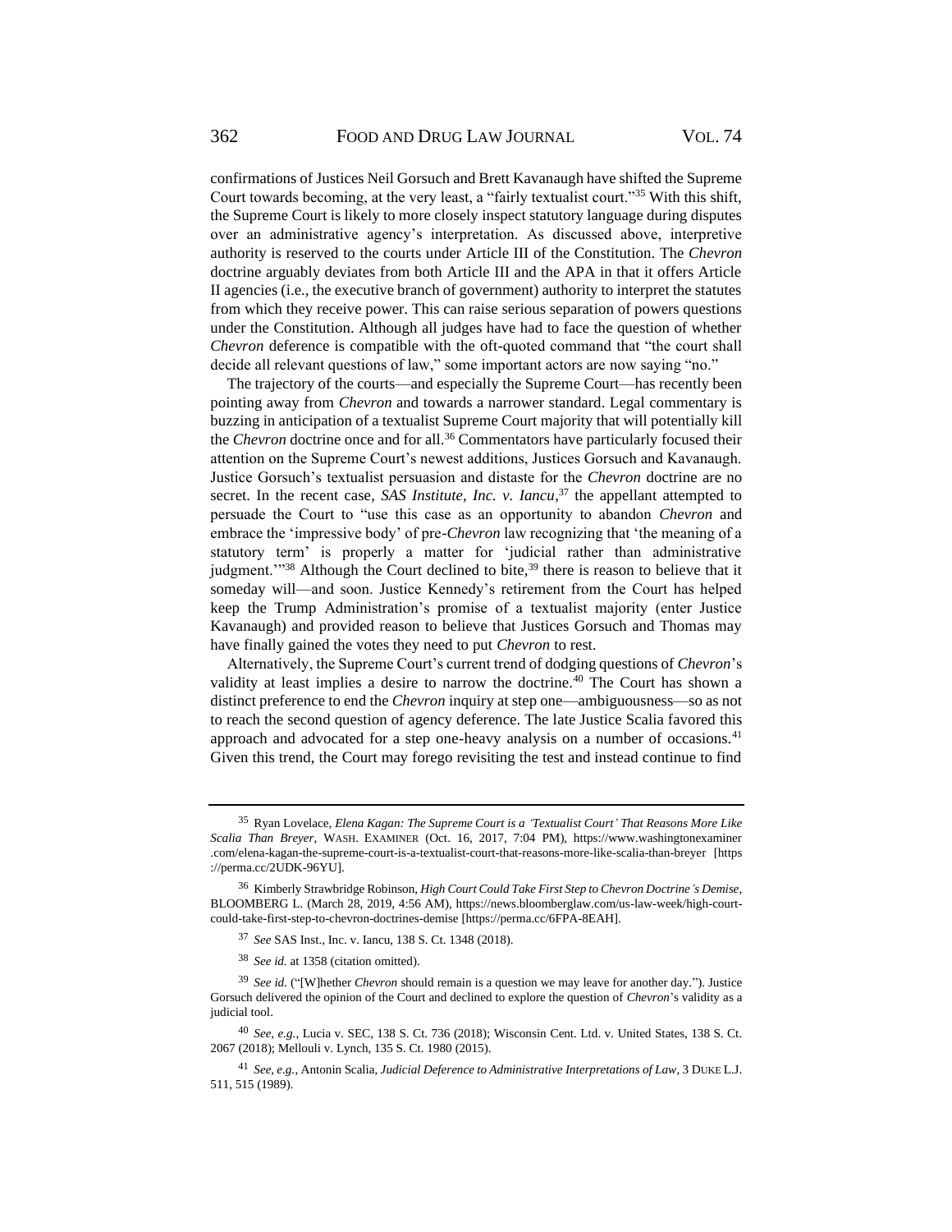confirmations of Justices Neil Gorsuch and Brett Kavanaugh have shifted the Supreme Court towards becoming, at the very least, a "fairly textualist court."[35] With this shift, the Supreme Court is likely to more closely inspect statutory language during disputes over an administrative agency's interpretation. As discussed above, interpretive authority is reserved to the courts under Article III of the Constitution. The *Chevron* doctrine arguably deviates from both Article III and the APA in that it offers Article II agencies (i.e., the executive branch of government) authority to interpret the statutes from which they receive power. This can raise serious separation of powers questions under the Constitution. Although all judges have had to face the question of whether *Chevron* deference is compatible with the oft-quoted command that "the court shall decide all relevant questions of law," some important actors are now saying "no."

The trajectory of the courts—and especially the Supreme Court—has recently been pointing away from *Chevron* and towards a narrower standard. Legal commentary is buzzing in anticipation of a textualist Supreme Court majority that will potentially kill the *Chevron* doctrine once and for all.[36] Commentators have particularly focused their attention on the Supreme Court's newest additions, Justices Gorsuch and Kavanaugh. Justice Gorsuch's textualist persuasion and distaste for the *Chevron* doctrine are no secret. In the recent case, *SAS Institute, Inc. v. Iancu*,[37] the appellant attempted to persuade the Court to "use this case as an opportunity to abandon *Chevron* and embrace the 'impressive body' of pre-*Chevron* law recognizing that 'the meaning of a statutory term' is properly a matter for 'judicial rather than administrative judgment.'"[38] Although the Court declined to bite,[39] there is reason to believe that it someday will—and soon. Justice Kennedy's retirement from the Court has helped keep the Trump Administration's promise of a textualist majority (enter Justice Kavanaugh) and provided reason to believe that Justices Gorsuch and Thomas may have finally gained the votes they need to put *Chevron* to rest.

Alternatively, the Supreme Court's current trend of dodging questions of *Chevron*'s validity at least implies a desire to narrow the doctrine.[40] The Court has shown a distinct preference to end the *Chevron* inquiry at step one—ambiguousness—so as not to reach the second question of agency deference. The late Justice Scalia favored this approach and advocated for a step one-heavy analysis on a number of occasions.[41] Given this trend, the Court may forego revisiting the test and instead continue to find

---

[35] Ryan Lovelace, *Elena Kagan: The Supreme Court is a 'Textualist Court' That Reasons More Like Scalia Than Breyer*, WASH. EXAMINER (Oct. 16, 2017, 7:04 PM), https://www.washingtonexaminer.com/elena-kagan-the-supreme-court-is-a-textualist-court-that-reasons-more-like-scalia-than-breyer [https://perma.cc/2UDK-96YU].

[36] Kimberly Strawbridge Robinson, *High Court Could Take First Step to Chevron Doctrine's Demise*, BLOOMBERG L. (March 28, 2019, 4:56 AM), https://news.bloomberglaw.com/us-law-week/high-court-could-take-first-step-to-chevron-doctrines-demise [https://perma.cc/6FPA-8EAH].

[37] *See* SAS Inst., Inc. v. Iancu, 138 S. Ct. 1348 (2018).

[38] *See id.* at 1358 (citation omitted).

[39] *See id.* ("[W]hether *Chevron* should remain is a question we may leave for another day."). Justice Gorsuch delivered the opinion of the Court and declined to explore the question of *Chevron*'s validity as a judicial tool.

[40] *See, e.g.*, Lucia v. SEC, 138 S. Ct. 736 (2018); Wisconsin Cent. Ltd. v. United States, 138 S. Ct. 2067 (2018); Mellouli v. Lynch, 135 S. Ct. 1980 (2015).

[41] *See, e.g.*, Antonin Scalia, *Judicial Deference to Administrative Interpretations of Law*, 3 DUKE L.J. 511, 515 (1989).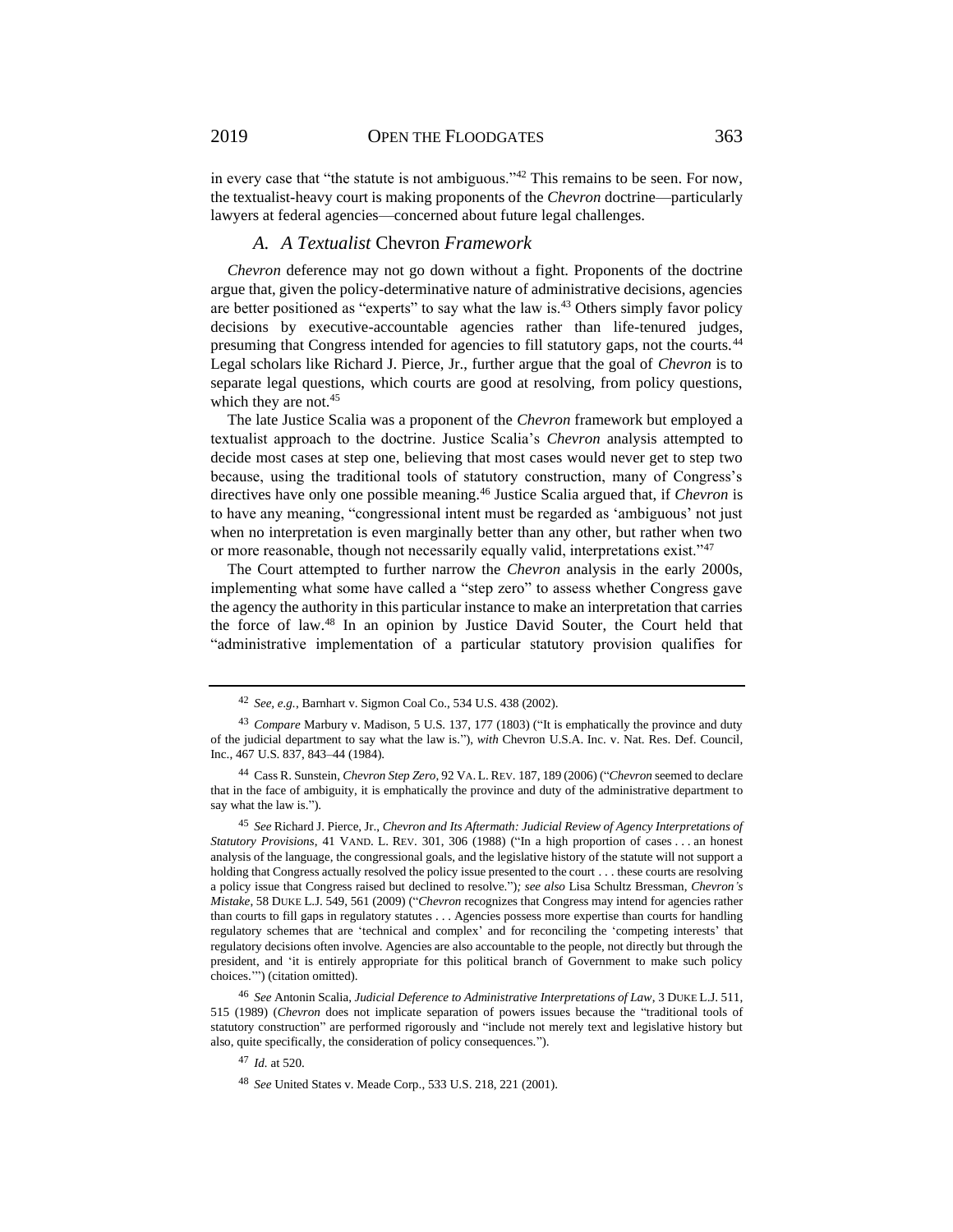in every case that "the statute is not ambiguous."[42] This remains to be seen. For now, the textualist-heavy court is making proponents of the *Chevron* doctrine—particularly lawyers at federal agencies—concerned about future legal challenges.

### *A. A Textualist* Chevron *Framework*

*Chevron* deference may not go down without a fight. Proponents of the doctrine argue that, given the policy-determinative nature of administrative decisions, agencies are better positioned as "experts" to say what the law is.[43] Others simply favor policy decisions by executive-accountable agencies rather than life-tenured judges, presuming that Congress intended for agencies to fill statutory gaps, not the courts.[44] Legal scholars like Richard J. Pierce, Jr., further argue that the goal of *Chevron* is to separate legal questions, which courts are good at resolving, from policy questions, which they are not.[45]

The late Justice Scalia was a proponent of the *Chevron* framework but employed a textualist approach to the doctrine. Justice Scalia's *Chevron* analysis attempted to decide most cases at step one, believing that most cases would never get to step two because, using the traditional tools of statutory construction, many of Congress's directives have only one possible meaning.[46] Justice Scalia argued that, if *Chevron* is to have any meaning, "congressional intent must be regarded as 'ambiguous' not just when no interpretation is even marginally better than any other, but rather when two or more reasonable, though not necessarily equally valid, interpretations exist."[47]

The Court attempted to further narrow the *Chevron* analysis in the early 2000s, implementing what some have called a "step zero" to assess whether Congress gave the agency the authority in this particular instance to make an interpretation that carries the force of law.[48] In an opinion by Justice David Souter, the Court held that "administrative implementation of a particular statutory provision qualifies for

---

42 *See, e.g.*, Barnhart v. Sigmon Coal Co., 534 U.S. 438 (2002).

43 *Compare* Marbury v. Madison, 5 U.S. 137, 177 (1803) ("It is emphatically the province and duty of the judicial department to say what the law is."), *with* Chevron U.S.A. Inc. v. Nat. Res. Def. Council, Inc., 467 U.S. 837, 843–44 (1984).

44 Cass R. Sunstein, *Chevron Step Zero*, 92 VA. L. REV. 187, 189 (2006) ("*Chevron* seemed to declare that in the face of ambiguity, it is emphatically the province and duty of the administrative department to say what the law is.").

45 *See* Richard J. Pierce, Jr., *Chevron and Its Aftermath: Judicial Review of Agency Interpretations of Statutory Provisions*, 41 VAND. L. REV. 301, 306 (1988) ("In a high proportion of cases . . . an honest analysis of the language, the congressional goals, and the legislative history of the statute will not support a holding that Congress actually resolved the policy issue presented to the court . . . these courts are resolving a policy issue that Congress raised but declined to resolve.")*; see also* Lisa Schultz Bressman, *Chevron's Mistake*, 58 DUKE L.J. 549, 561 (2009) ("*Chevron* recognizes that Congress may intend for agencies rather than courts to fill gaps in regulatory statutes . . . Agencies possess more expertise than courts for handling regulatory schemes that are 'technical and complex' and for reconciling the 'competing interests' that regulatory decisions often involve. Agencies are also accountable to the people, not directly but through the president, and 'it is entirely appropriate for this political branch of Government to make such policy choices.'") (citation omitted).

46 *See* Antonin Scalia, *Judicial Deference to Administrative Interpretations of Law*, 3 DUKE L.J. 511, 515 (1989) (*Chevron* does not implicate separation of powers issues because the "traditional tools of statutory construction" are performed rigorously and "include not merely text and legislative history but also, quite specifically, the consideration of policy consequences.").

47 *Id.* at 520.

48 *See* United States v. Meade Corp., 533 U.S. 218, 221 (2001).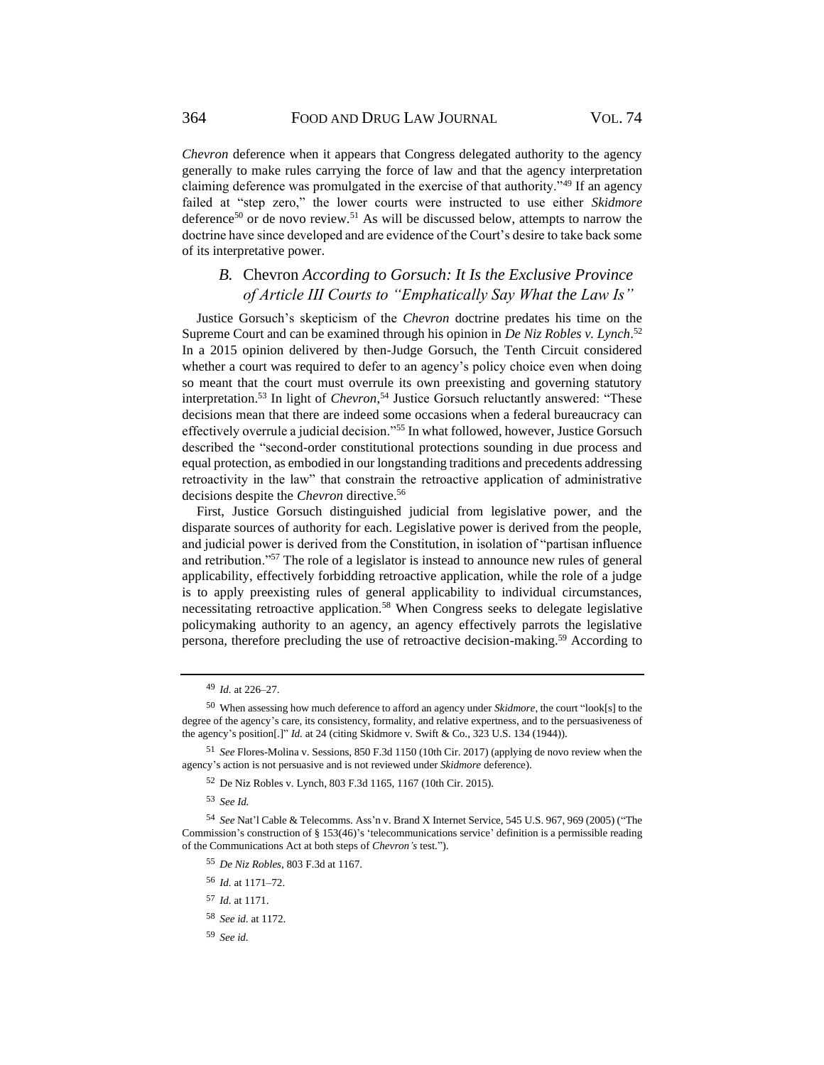*Chevron* deference when it appears that Congress delegated authority to the agency generally to make rules carrying the force of law and that the agency interpretation claiming deference was promulgated in the exercise of that authority."[49] If an agency failed at "step zero," the lower courts were instructed to use either *Skidmore* deference[50] or de novo review.[51] As will be discussed below, attempts to narrow the doctrine have since developed and are evidence of the Court's desire to take back some of its interpretative power.

## *B.* Chevron *According to Gorsuch: It Is the Exclusive Province of Article III Courts to "Emphatically Say What the Law Is"*

Justice Gorsuch's skepticism of the *Chevron* doctrine predates his time on the Supreme Court and can be examined through his opinion in *De Niz Robles v. Lynch*.[52] In a 2015 opinion delivered by then-Judge Gorsuch, the Tenth Circuit considered whether a court was required to defer to an agency's policy choice even when doing so meant that the court must overrule its own preexisting and governing statutory interpretation.[53] In light of *Chevron*,[54] Justice Gorsuch reluctantly answered: "These decisions mean that there are indeed some occasions when a federal bureaucracy can effectively overrule a judicial decision."[55] In what followed, however, Justice Gorsuch described the "second-order constitutional protections sounding in due process and equal protection, as embodied in our longstanding traditions and precedents addressing retroactivity in the law" that constrain the retroactive application of administrative decisions despite the *Chevron* directive.[56]

First, Justice Gorsuch distinguished judicial from legislative power, and the disparate sources of authority for each. Legislative power is derived from the people, and judicial power is derived from the Constitution, in isolation of "partisan influence and retribution."[57] The role of a legislator is instead to announce new rules of general applicability, effectively forbidding retroactive application, while the role of a judge is to apply preexisting rules of general applicability to individual circumstances, necessitating retroactive application.[58] When Congress seeks to delegate legislative policymaking authority to an agency, an agency effectively parrots the legislative persona, therefore precluding the use of retroactive decision-making.[59] According to

---

49 *Id.* at 226–27.

50 When assessing how much deference to afford an agency under *Skidmore*, the court "look[s] to the degree of the agency's care, its consistency, formality, and relative expertness, and to the persuasiveness of the agency's position[.]" *Id.* at 24 (citing Skidmore v. Swift & Co., 323 U.S. 134 (1944)).

51 *See* Flores-Molina v. Sessions, 850 F.3d 1150 (10th Cir. 2017) (applying de novo review when the agency's action is not persuasive and is not reviewed under *Skidmore* deference).

52 De Niz Robles v. Lynch, 803 F.3d 1165, 1167 (10th Cir. 2015).

53 *See Id.*

54 *See* Nat'l Cable & Telecomms. Ass'n v. Brand X Internet Service, 545 U.S. 967, 969 (2005) ("The Commission's construction of § 153(46)'s 'telecommunications service' definition is a permissible reading of the Communications Act at both steps of *Chevron's* test.").

55 *De Niz Robles*, 803 F.3d at 1167.

56 *Id.* at 1171–72.

57 *Id.* at 1171.

58 *See id.* at 1172.

59 *See id.*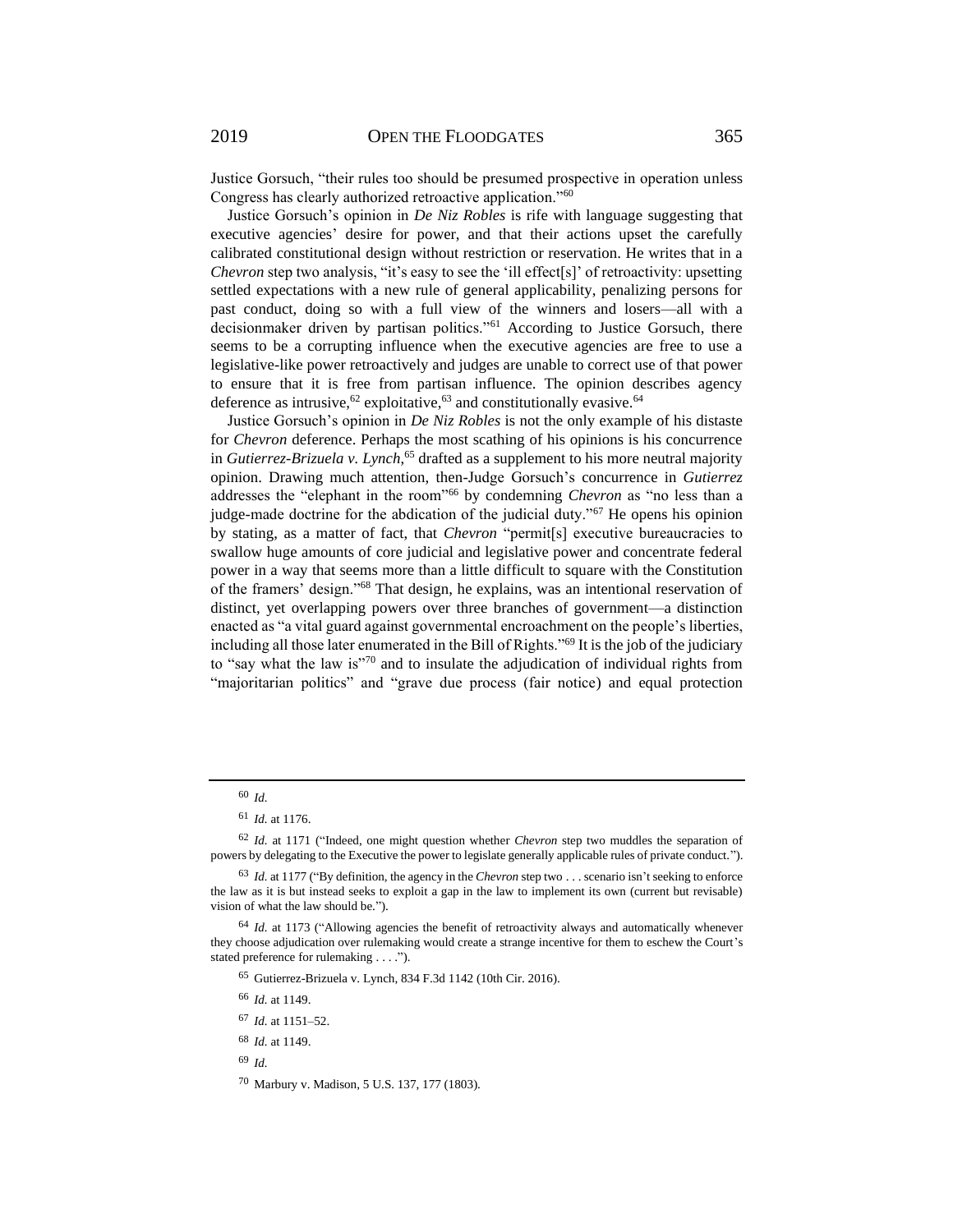Justice Gorsuch, "their rules too should be presumed prospective in operation unless Congress has clearly authorized retroactive application."[60]

Justice Gorsuch's opinion in *De Niz Robles* is rife with language suggesting that executive agencies' desire for power, and that their actions upset the carefully calibrated constitutional design without restriction or reservation. He writes that in a *Chevron* step two analysis, "it's easy to see the 'ill effect[s]' of retroactivity: upsetting settled expectations with a new rule of general applicability, penalizing persons for past conduct, doing so with a full view of the winners and losers—all with a decisionmaker driven by partisan politics."[61] According to Justice Gorsuch, there seems to be a corrupting influence when the executive agencies are free to use a legislative-like power retroactively and judges are unable to correct use of that power to ensure that it is free from partisan influence. The opinion describes agency deference as intrusive,[62] exploitative,[63] and constitutionally evasive.[64]

Justice Gorsuch's opinion in *De Niz Robles* is not the only example of his distaste for *Chevron* deference. Perhaps the most scathing of his opinions is his concurrence in *Gutierrez-Brizuela v. Lynch*,[65] drafted as a supplement to his more neutral majority opinion. Drawing much attention, then-Judge Gorsuch's concurrence in *Gutierrez* addresses the "elephant in the room"[66] by condemning *Chevron* as "no less than a judge-made doctrine for the abdication of the judicial duty."[67] He opens his opinion by stating, as a matter of fact, that *Chevron* "permit[s] executive bureaucracies to swallow huge amounts of core judicial and legislative power and concentrate federal power in a way that seems more than a little difficult to square with the Constitution of the framers' design."[68] That design, he explains, was an intentional reservation of distinct, yet overlapping powers over three branches of government—a distinction enacted as "a vital guard against governmental encroachment on the people's liberties, including all those later enumerated in the Bill of Rights."[69] It is the job of the judiciary to "say what the law is"[70] and to insulate the adjudication of individual rights from "majoritarian politics" and "grave due process (fair notice) and equal protection

---

[60] *Id.*

[61] *Id.* at 1176.

[62] *Id.* at 1171 ("Indeed, one might question whether *Chevron* step two muddles the separation of powers by delegating to the Executive the power to legislate generally applicable rules of private conduct.").

[63] *Id.* at 1177 ("By definition, the agency in the *Chevron* step two . . . scenario isn't seeking to enforce the law as it is but instead seeks to exploit a gap in the law to implement its own (current but revisable) vision of what the law should be.").

[64] *Id.* at 1173 ("Allowing agencies the benefit of retroactivity always and automatically whenever they choose adjudication over rulemaking would create a strange incentive for them to eschew the Court's stated preference for rulemaking . . . .").

[65] Gutierrez-Brizuela v. Lynch, 834 F.3d 1142 (10th Cir. 2016).

[66] *Id.* at 1149.

[67] *Id.* at 1151–52.

[68] *Id.* at 1149.

[69] *Id.*

[70] Marbury v. Madison, 5 U.S. 137, 177 (1803).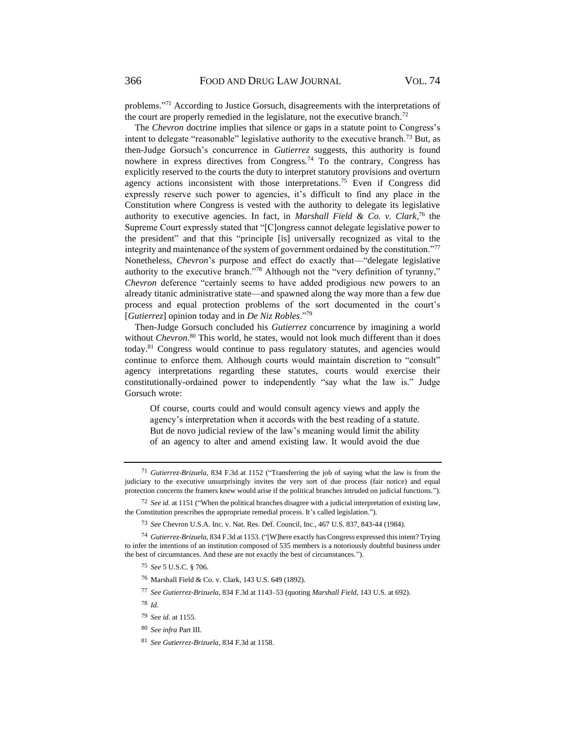problems."[71] According to Justice Gorsuch, disagreements with the interpretations of the court are properly remedied in the legislature, not the executive branch.[72]

The *Chevron* doctrine implies that silence or gaps in a statute point to Congress's intent to delegate "reasonable" legislative authority to the executive branch.[73] But, as then-Judge Gorsuch's concurrence in *Gutierrez* suggests, this authority is found nowhere in express directives from Congress.[74] To the contrary, Congress has explicitly reserved to the courts the duty to interpret statutory provisions and overturn agency actions inconsistent with those interpretations.[75] Even if Congress did expressly reserve such power to agencies, it's difficult to find any place in the Constitution where Congress is vested with the authority to delegate its legislative authority to executive agencies. In fact, in *Marshall Field & Co. v. Clark*,[76] the Supreme Court expressly stated that "[C]ongress cannot delegate legislative power to the president" and that this "principle [is] universally recognized as vital to the integrity and maintenance of the system of government ordained by the constitution."[77] Nonetheless, *Chevron*'s purpose and effect do exactly that—"delegate legislative authority to the executive branch."[78] Although not the "very definition of tyranny," *Chevron* deference "certainly seems to have added prodigious new powers to an already titanic administrative state—and spawned along the way more than a few due process and equal protection problems of the sort documented in the court's [*Gutierrez*] opinion today and in *De Niz Robles*."[79]

Then-Judge Gorsuch concluded his *Gutierrez* concurrence by imagining a world without *Chevron*.[80] This world, he states, would not look much different than it does today.[81] Congress would continue to pass regulatory statutes, and agencies would continue to enforce them. Although courts would maintain discretion to "consult" agency interpretations regarding these statutes, courts would exercise their constitutionally-ordained power to independently "say what the law is." Judge Gorsuch wrote:

> Of course, courts could and would consult agency views and apply the agency's interpretation when it accords with the best reading of a statute. But de novo judicial review of the law's meaning would limit the ability of an agency to alter and amend existing law. It would avoid the due

---

[71] *Gutierrez-Brizuela*, 834 F.3d at 1152 ("Transferring the job of saying what the law is from the judiciary to the executive unsurprisingly invites the very sort of due process (fair notice) and equal protection concerns the framers knew would arise if the political branches intruded on judicial functions.").

[72] *See id.* at 1151 ("When the political branches disagree with a judicial interpretation of existing law, the Constitution prescribes the appropriate remedial process. It's called legislation.").

[73] *See* Chevron U.S.A. Inc. v. Nat. Res. Def. Council, Inc., 467 U.S. 837, 843-44 (1984).

[74] *Gutierrez-Brizuela*, 834 F.3d at 1153. ("[W]here exactly has Congress expressed this intent? Trying to infer the intentions of an institution composed of 535 members is a notoriously doubtful business under the best of circumstances. And these are not exactly the best of circumstances.").

[75] *See* 5 U.S.C. § 706.

[76] Marshall Field & Co. v. Clark, 143 U.S. 649 (1892).

[77] *See Gutierrez-Brizuela*, 834 F.3d at 1143–53 (quoting *Marshall Field*, 143 U.S. at 692).

[78] *Id.*

[79] *See id.* at 1155.

[80] *See infra* Part III.

[81] *See Gutierrez-Brizuela*, 834 F.3d at 1158.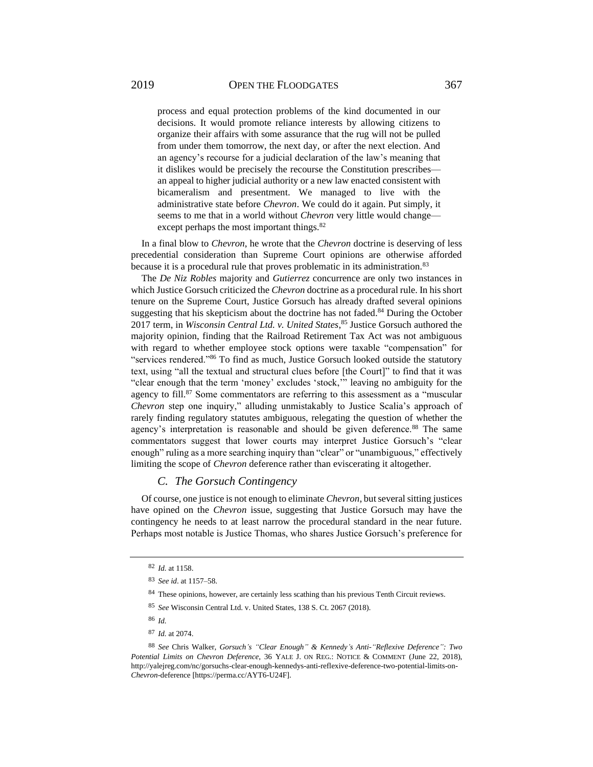> process and equal protection problems of the kind documented in our decisions. It would promote reliance interests by allowing citizens to organize their affairs with some assurance that the rug will not be pulled from under them tomorrow, the next day, or after the next election. And an agency's recourse for a judicial declaration of the law's meaning that it dislikes would be precisely the recourse the Constitution prescribes—an appeal to higher judicial authority or a new law enacted consistent with bicameralism and presentment. We managed to live with the administrative state before *Chevron*. We could do it again. Put simply, it seems to me that in a world without *Chevron* very little would change—except perhaps the most important things.[82]

In a final blow to *Chevron*, he wrote that the *Chevron* doctrine is deserving of less precedential consideration than Supreme Court opinions are otherwise afforded because it is a procedural rule that proves problematic in its administration.[83]

The *De Niz Robles* majority and *Gutierrez* concurrence are only two instances in which Justice Gorsuch criticized the *Chevron* doctrine as a procedural rule. In his short tenure on the Supreme Court, Justice Gorsuch has already drafted several opinions suggesting that his skepticism about the doctrine has not faded.[84] During the October 2017 term, in *Wisconsin Central Ltd. v. United States*,[85] Justice Gorsuch authored the majority opinion, finding that the Railroad Retirement Tax Act was not ambiguous with regard to whether employee stock options were taxable "compensation" for "services rendered."[86] To find as much, Justice Gorsuch looked outside the statutory text, using "all the textual and structural clues before [the Court]" to find that it was "clear enough that the term 'money' excludes 'stock,'" leaving no ambiguity for the agency to fill.[87] Some commentators are referring to this assessment as a "muscular *Chevron* step one inquiry," alluding unmistakably to Justice Scalia's approach of rarely finding regulatory statutes ambiguous, relegating the question of whether the agency's interpretation is reasonable and should be given deference.[88] The same commentators suggest that lower courts may interpret Justice Gorsuch's "clear enough" ruling as a more searching inquiry than "clear" or "unambiguous," effectively limiting the scope of *Chevron* deference rather than eviscerating it altogether.

### *C. The Gorsuch Contingency*

Of course, one justice is not enough to eliminate *Chevron*, but several sitting justices have opined on the *Chevron* issue, suggesting that Justice Gorsuch may have the contingency he needs to at least narrow the procedural standard in the near future. Perhaps most notable is Justice Thomas, who shares Justice Gorsuch's preference for

---

[82] *Id.* at 1158.

[83] *See id*. at 1157–58.

[84] These opinions, however, are certainly less scathing than his previous Tenth Circuit reviews.

[85] *See* Wisconsin Central Ltd. v. United States, 138 S. Ct. 2067 (2018).

[86] *Id.*

[87] *Id.* at 2074.

[88] *See* Chris Walker, *Gorsuch's "Clear Enough" & Kennedy's Anti-"Reflexive Deference": Two Potential Limits on Chevron Deference*, 36 YALE J. ON REG.: NOTICE & COMMENT (June 22, 2018), http://yalejreg.com/nc/gorsuchs-clear-enough-kennedys-anti-reflexive-deference-two-potential-limits-on-*Chevron*-deference [https://perma.cc/AYT6-U24F].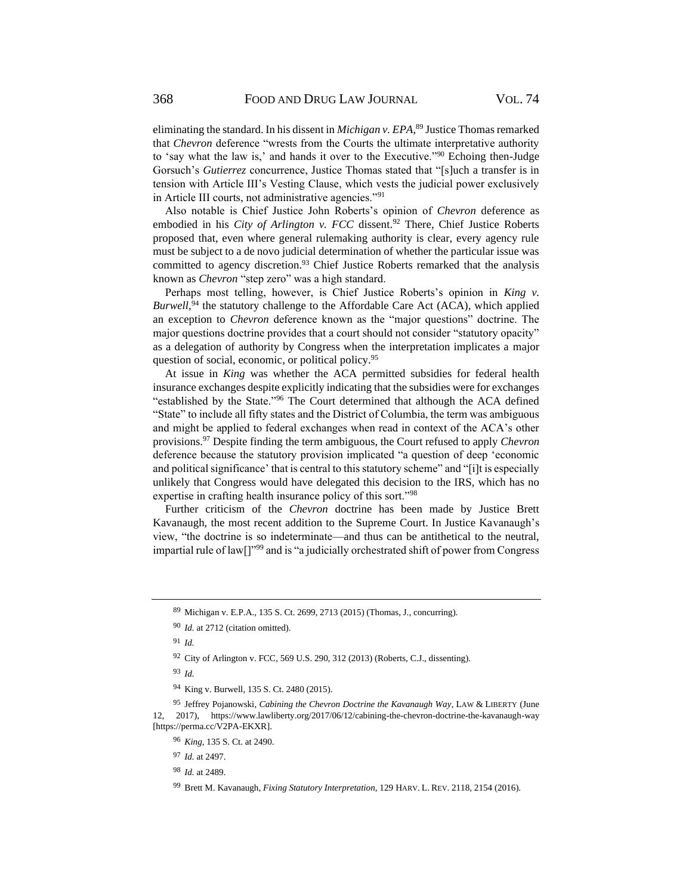eliminating the standard. In his dissent in *Michigan v. EPA*,[89] Justice Thomas remarked that *Chevron* deference "wrests from the Courts the ultimate interpretative authority to 'say what the law is,' and hands it over to the Executive."[90] Echoing then-Judge Gorsuch's *Gutierrez* concurrence, Justice Thomas stated that "[s]uch a transfer is in tension with Article III's Vesting Clause, which vests the judicial power exclusively in Article III courts, not administrative agencies."[91]

Also notable is Chief Justice John Roberts's opinion of *Chevron* deference as embodied in his *City of Arlington v. FCC* dissent.[92] There, Chief Justice Roberts proposed that, even where general rulemaking authority is clear, every agency rule must be subject to a de novo judicial determination of whether the particular issue was committed to agency discretion.[93] Chief Justice Roberts remarked that the analysis known as *Chevron* "step zero" was a high standard.

Perhaps most telling, however, is Chief Justice Roberts's opinion in *King v. Burwell*,[94] the statutory challenge to the Affordable Care Act (ACA), which applied an exception to *Chevron* deference known as the "major questions" doctrine. The major questions doctrine provides that a court should not consider "statutory opacity" as a delegation of authority by Congress when the interpretation implicates a major question of social, economic, or political policy.[95]

At issue in *King* was whether the ACA permitted subsidies for federal health insurance exchanges despite explicitly indicating that the subsidies were for exchanges "established by the State."[96] The Court determined that although the ACA defined "State" to include all fifty states and the District of Columbia, the term was ambiguous and might be applied to federal exchanges when read in context of the ACA's other provisions.[97] Despite finding the term ambiguous, the Court refused to apply *Chevron* deference because the statutory provision implicated "a question of deep 'economic and political significance' that is central to this statutory scheme" and "[i]t is especially unlikely that Congress would have delegated this decision to the IRS, which has no expertise in crafting health insurance policy of this sort."[98]

Further criticism of the *Chevron* doctrine has been made by Justice Brett Kavanaugh, the most recent addition to the Supreme Court. In Justice Kavanaugh's view, "the doctrine is so indeterminate—and thus can be antithetical to the neutral, impartial rule of law[]"[99] and is "a judicially orchestrated shift of power from Congress

---

[89] Michigan v. E.P.A., 135 S. Ct. 2699, 2713 (2015) (Thomas, J., concurring).

[90] *Id.* at 2712 (citation omitted).

[91] *Id.*

[92] City of Arlington v. FCC, 569 U.S. 290, 312 (2013) (Roberts, C.J., dissenting).

[93] *Id.*

[94] King v. Burwell, 135 S. Ct. 2480 (2015).

[95] Jeffrey Pojanowski, *Cabining the Chevron Doctrine the Kavanaugh Way*, LAW & LIBERTY (June 12, 2017), https://www.lawliberty.org/2017/06/12/cabining-the-chevron-doctrine-the-kavanaugh-way [https://perma.cc/V2PA-EKXR].

[96] *King*, 135 S. Ct. at 2490.

[97] *Id.* at 2497.

[98] *Id.* at 2489.

[99] Brett M. Kavanaugh, *Fixing Statutory Interpretation*, 129 HARV. L. REV. 2118, 2154 (2016).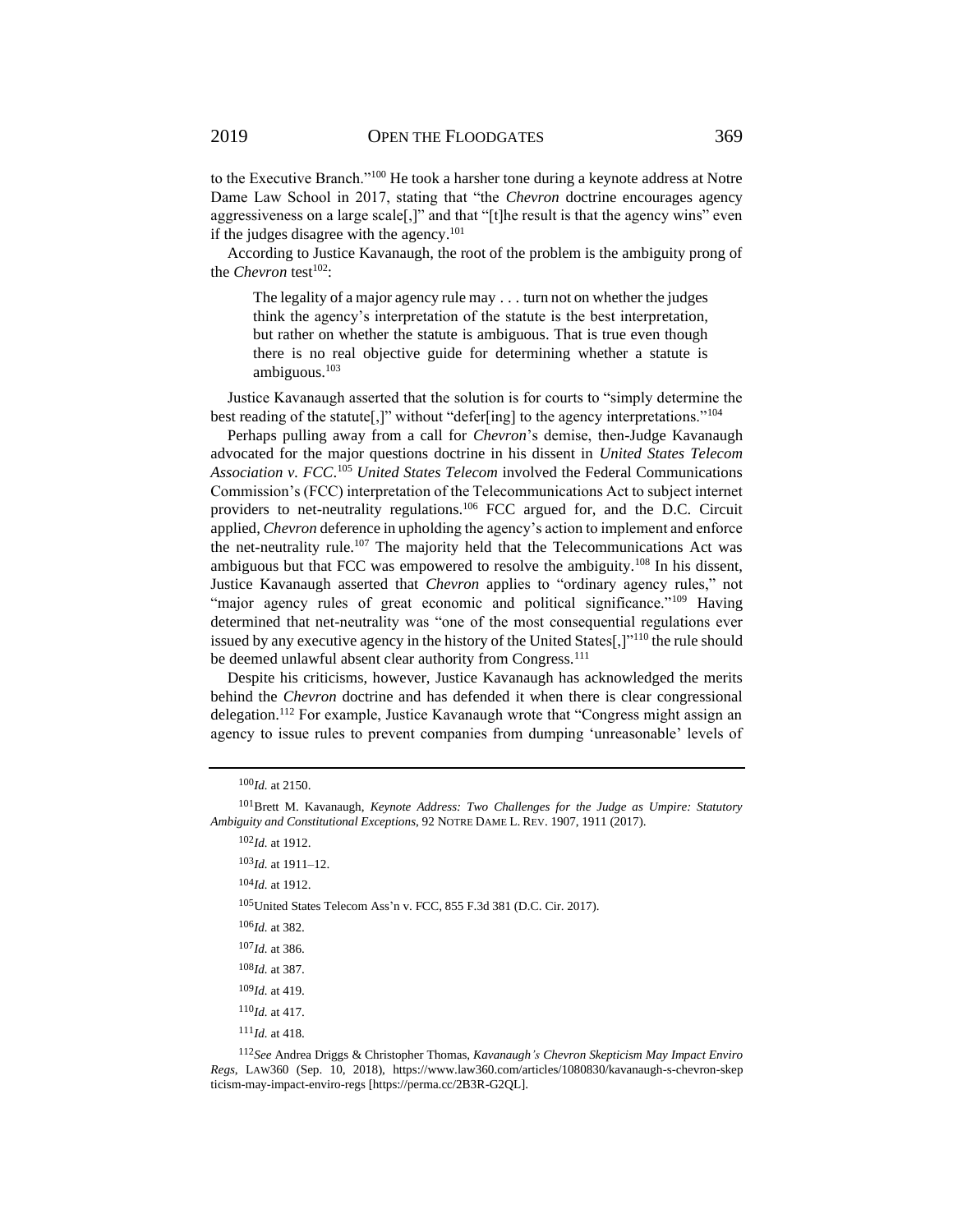to the Executive Branch."[100] He took a harsher tone during a keynote address at Notre Dame Law School in 2017, stating that "the *Chevron* doctrine encourages agency aggressiveness on a large scale[,]" and that "[t]he result is that the agency wins" even if the judges disagree with the agency.[101]

According to Justice Kavanaugh, the root of the problem is the ambiguity prong of the *Chevron* test[102]:

> The legality of a major agency rule may . . . turn not on whether the judges think the agency's interpretation of the statute is the best interpretation, but rather on whether the statute is ambiguous. That is true even though there is no real objective guide for determining whether a statute is ambiguous.[103]

Justice Kavanaugh asserted that the solution is for courts to "simply determine the best reading of the statute[,]" without "defer[ing] to the agency interpretations."[104]

Perhaps pulling away from a call for *Chevron*'s demise, then-Judge Kavanaugh advocated for the major questions doctrine in his dissent in *United States Telecom Association v. FCC*.[105] *United States Telecom* involved the Federal Communications Commission's (FCC) interpretation of the Telecommunications Act to subject internet providers to net-neutrality regulations.[106] FCC argued for, and the D.C. Circuit applied, *Chevron* deference in upholding the agency's action to implement and enforce the net-neutrality rule.[107] The majority held that the Telecommunications Act was ambiguous but that FCC was empowered to resolve the ambiguity.[108] In his dissent, Justice Kavanaugh asserted that *Chevron* applies to "ordinary agency rules," not "major agency rules of great economic and political significance."[109] Having determined that net-neutrality was "one of the most consequential regulations ever issued by any executive agency in the history of the United States[,]"[110] the rule should be deemed unlawful absent clear authority from Congress.[111]

Despite his criticisms, however, Justice Kavanaugh has acknowledged the merits behind the *Chevron* doctrine and has defended it when there is clear congressional delegation.[112] For example, Justice Kavanaugh wrote that "Congress might assign an agency to issue rules to prevent companies from dumping 'unreasonable' levels of

---

[100] *Id.* at 2150.

[101] Brett M. Kavanaugh, *Keynote Address: Two Challenges for the Judge as Umpire: Statutory Ambiguity and Constitutional Exceptions*, 92 NOTRE DAME L. REV. 1907, 1911 (2017).

[102] *Id.* at 1912.

[103] *Id.* at 1911–12.

[104] *Id.* at 1912.

[105] United States Telecom Ass'n v. FCC, 855 F.3d 381 (D.C. Cir. 2017).

[106] *Id.* at 382.

[107] *Id.* at 386.

[108] *Id.* at 387.

[109] *Id.* at 419.

[110] *Id.* at 417.

[111] *Id.* at 418.

[112] *See* Andrea Driggs & Christopher Thomas, *Kavanaugh's Chevron Skepticism May Impact Enviro Regs*, LAW360 (Sep. 10, 2018), https://www.law360.com/articles/1080830/kavanaugh-s-chevron-skepticism-may-impact-enviro-regs [https://perma.cc/2B3R-G2QL].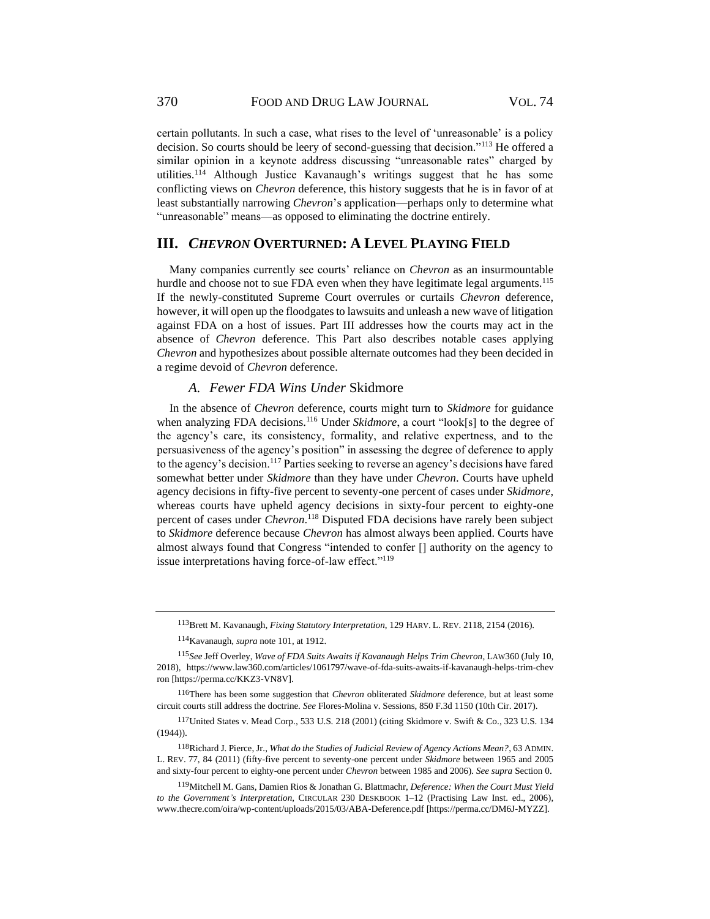certain pollutants. In such a case, what rises to the level of 'unreasonable' is a policy decision. So courts should be leery of second-guessing that decision."[113] He offered a similar opinion in a keynote address discussing "unreasonable rates" charged by utilities.[114] Although Justice Kavanaugh's writings suggest that he has some conflicting views on *Chevron* deference, this history suggests that he is in favor of at least substantially narrowing *Chevron*'s application—perhaps only to determine what "unreasonable" means—as opposed to eliminating the doctrine entirely.

## III. *CHEVRON* OVERTURNED: A LEVEL PLAYING FIELD

Many companies currently see courts' reliance on *Chevron* as an insurmountable hurdle and choose not to sue FDA even when they have legitimate legal arguments.[115] If the newly-constituted Supreme Court overrules or curtails *Chevron* deference, however, it will open up the floodgates to lawsuits and unleash a new wave of litigation against FDA on a host of issues. Part III addresses how the courts may act in the absence of *Chevron* deference. This Part also describes notable cases applying *Chevron* and hypothesizes about possible alternate outcomes had they been decided in a regime devoid of *Chevron* deference.

### *A. Fewer FDA Wins Under* Skidmore

In the absence of *Chevron* deference, courts might turn to *Skidmore* for guidance when analyzing FDA decisions.[116] Under *Skidmore*, a court "look[s] to the degree of the agency's care, its consistency, formality, and relative expertness, and to the persuasiveness of the agency's position" in assessing the degree of deference to apply to the agency's decision.[117] Parties seeking to reverse an agency's decisions have fared somewhat better under *Skidmore* than they have under *Chevron*. Courts have upheld agency decisions in fifty-five percent to seventy-one percent of cases under *Skidmore*, whereas courts have upheld agency decisions in sixty-four percent to eighty-one percent of cases under *Chevron*.[118] Disputed FDA decisions have rarely been subject to *Skidmore* deference because *Chevron* has almost always been applied. Courts have almost always found that Congress "intended to confer [] authority on the agency to issue interpretations having force-of-law effect."[119]

---

[113] Brett M. Kavanaugh, *Fixing Statutory Interpretation*, 129 HARV. L. REV. 2118, 2154 (2016).

[114] Kavanaugh, *supra* note 101, at 1912.

[115] *See* Jeff Overley, *Wave of FDA Suits Awaits if Kavanaugh Helps Trim Chevron*, LAW360 (July 10, 2018), https://www.law360.com/articles/1061797/wave-of-fda-suits-awaits-if-kavanaugh-helps-trim-chevron [https://perma.cc/KKZ3-VN8V].

[116] There has been some suggestion that *Chevron* obliterated *Skidmore* deference, but at least some circuit courts still address the doctrine. *See* Flores-Molina v. Sessions, 850 F.3d 1150 (10th Cir. 2017).

[117] United States v. Mead Corp., 533 U.S. 218 (2001) (citing Skidmore v. Swift & Co., 323 U.S. 134 (1944)).

[118] Richard J. Pierce, Jr., *What do the Studies of Judicial Review of Agency Actions Mean?*, 63 ADMIN. L. REV. 77, 84 (2011) (fifty-five percent to seventy-one percent under *Skidmore* between 1965 and 2005 and sixty-four percent to eighty-one percent under *Chevron* between 1985 and 2006). *See supra* Section 0.

[119] Mitchell M. Gans, Damien Rios & Jonathan G. Blattmachr, *Deference: When the Court Must Yield to the Government's Interpretation*, CIRCULAR 230 DESKBOOK 1–12 (Practising Law Inst. ed., 2006), www.thecre.com/oira/wp-content/uploads/2015/03/ABA-Deference.pdf [https://perma.cc/DM6J-MYZZ].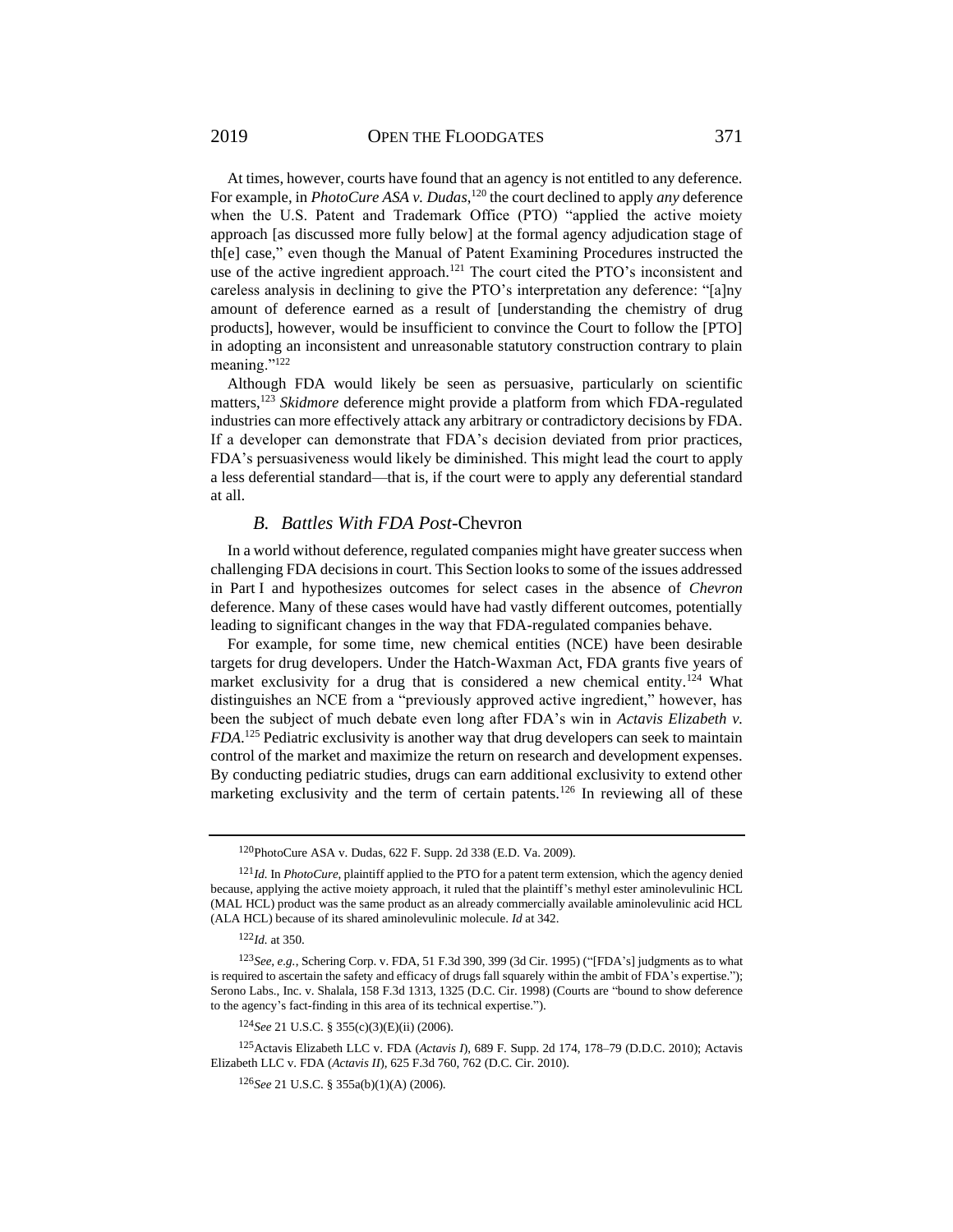At times, however, courts have found that an agency is not entitled to any deference. For example, in *PhotoCure ASA v. Dudas*,[120] the court declined to apply *any* deference when the U.S. Patent and Trademark Office (PTO) "applied the active moiety approach [as discussed more fully below] at the formal agency adjudication stage of th[e] case," even though the Manual of Patent Examining Procedures instructed the use of the active ingredient approach.[121] The court cited the PTO's inconsistent and careless analysis in declining to give the PTO's interpretation any deference: "[a]ny amount of deference earned as a result of [understanding the chemistry of drug products], however, would be insufficient to convince the Court to follow the [PTO] in adopting an inconsistent and unreasonable statutory construction contrary to plain meaning."[122]

Although FDA would likely be seen as persuasive, particularly on scientific matters,[123] *Skidmore* deference might provide a platform from which FDA-regulated industries can more effectively attack any arbitrary or contradictory decisions by FDA. If a developer can demonstrate that FDA's decision deviated from prior practices, FDA's persuasiveness would likely be diminished. This might lead the court to apply a less deferential standard—that is, if the court were to apply any deferential standard at all.

### *B. Battles With FDA Post-*Chevron

In a world without deference, regulated companies might have greater success when challenging FDA decisions in court. This Section looks to some of the issues addressed in Part I and hypothesizes outcomes for select cases in the absence of *Chevron* deference. Many of these cases would have had vastly different outcomes, potentially leading to significant changes in the way that FDA-regulated companies behave.

For example, for some time, new chemical entities (NCE) have been desirable targets for drug developers. Under the Hatch-Waxman Act, FDA grants five years of market exclusivity for a drug that is considered a new chemical entity.[124] What distinguishes an NCE from a "previously approved active ingredient," however, has been the subject of much debate even long after FDA's win in *Actavis Elizabeth v. FDA*.[125] Pediatric exclusivity is another way that drug developers can seek to maintain control of the market and maximize the return on research and development expenses. By conducting pediatric studies, drugs can earn additional exclusivity to extend other marketing exclusivity and the term of certain patents.[126] In reviewing all of these

---

[120] PhotoCure ASA v. Dudas, 622 F. Supp. 2d 338 (E.D. Va. 2009).

[121] *Id.* In *PhotoCure*, plaintiff applied to the PTO for a patent term extension, which the agency denied because, applying the active moiety approach, it ruled that the plaintiff's methyl ester aminolevulinic HCL (MAL HCL) product was the same product as an already commercially available aminolevulinic acid HCL (ALA HCL) because of its shared aminolevulinic molecule. *Id* at 342.

[122] *Id.* at 350.

[123] *See, e.g.*, Schering Corp. v. FDA, 51 F.3d 390, 399 (3d Cir. 1995) ("[FDA's] judgments as to what is required to ascertain the safety and efficacy of drugs fall squarely within the ambit of FDA's expertise."); Serono Labs., Inc. v. Shalala, 158 F.3d 1313, 1325 (D.C. Cir. 1998) (Courts are "bound to show deference to the agency's fact-finding in this area of its technical expertise.").

[124] *See* 21 U.S.C. § 355(c)(3)(E)(ii) (2006).

[125] Actavis Elizabeth LLC v. FDA (*Actavis I*), 689 F. Supp. 2d 174, 178–79 (D.D.C. 2010); Actavis Elizabeth LLC v. FDA (*Actavis II*), 625 F.3d 760, 762 (D.C. Cir. 2010).

[126] *See* 21 U.S.C. § 355a(b)(1)(A) (2006).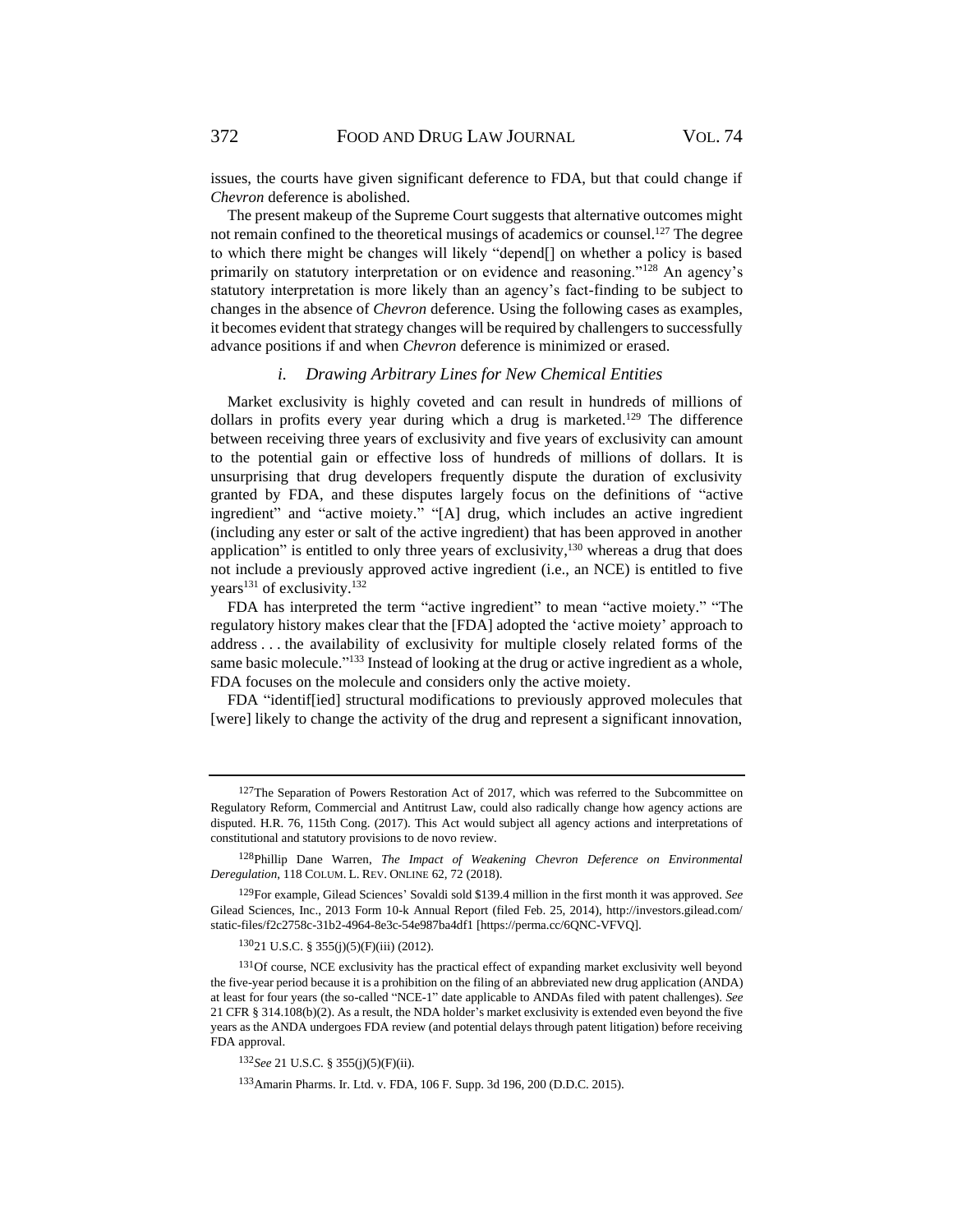issues, the courts have given significant deference to FDA, but that could change if *Chevron* deference is abolished.

The present makeup of the Supreme Court suggests that alternative outcomes might not remain confined to the theoretical musings of academics or counsel.[127] The degree to which there might be changes will likely "depend[] on whether a policy is based primarily on statutory interpretation or on evidence and reasoning."[128] An agency's statutory interpretation is more likely than an agency's fact-finding to be subject to changes in the absence of *Chevron* deference. Using the following cases as examples, it becomes evident that strategy changes will be required by challengers to successfully advance positions if and when *Chevron* deference is minimized or erased.

### *i. Drawing Arbitrary Lines for New Chemical Entities*

Market exclusivity is highly coveted and can result in hundreds of millions of dollars in profits every year during which a drug is marketed.[129] The difference between receiving three years of exclusivity and five years of exclusivity can amount to the potential gain or effective loss of hundreds of millions of dollars. It is unsurprising that drug developers frequently dispute the duration of exclusivity granted by FDA, and these disputes largely focus on the definitions of "active ingredient" and "active moiety." "[A] drug, which includes an active ingredient (including any ester or salt of the active ingredient) that has been approved in another application" is entitled to only three years of exclusivity,[130] whereas a drug that does not include a previously approved active ingredient (i.e., an NCE) is entitled to five years[131] of exclusivity.[132]

FDA has interpreted the term "active ingredient" to mean "active moiety." "The regulatory history makes clear that the [FDA] adopted the 'active moiety' approach to address . . . the availability of exclusivity for multiple closely related forms of the same basic molecule."[133] Instead of looking at the drug or active ingredient as a whole, FDA focuses on the molecule and considers only the active moiety.

FDA "identif[ied] structural modifications to previously approved molecules that [were] likely to change the activity of the drug and represent a significant innovation,

---

[127] The Separation of Powers Restoration Act of 2017, which was referred to the Subcommittee on Regulatory Reform, Commercial and Antitrust Law, could also radically change how agency actions are disputed. H.R. 76, 115th Cong. (2017). This Act would subject all agency actions and interpretations of constitutional and statutory provisions to de novo review.

[128] Phillip Dane Warren, *The Impact of Weakening Chevron Deference on Environmental Deregulation*, 118 COLUM. L. REV. ONLINE 62, 72 (2018).

[129] For example, Gilead Sciences' Sovaldi sold $139.4 million in the first month it was approved. *See* Gilead Sciences, Inc., 2013 Form 10-k Annual Report (filed Feb. 25, 2014), http://investors.gilead.com/static-files/f2c2758c-31b2-4964-8e3c-54e987ba4df1 [https://perma.cc/6QNC-VFVQ].

[130] 21 U.S.C. § 355(j)(5)(F)(iii) (2012).

[131] Of course, NCE exclusivity has the practical effect of expanding market exclusivity well beyond the five-year period because it is a prohibition on the filing of an abbreviated new drug application (ANDA) at least for four years (the so-called "NCE-1" date applicable to ANDAs filed with patent challenges). *See* 21 CFR § 314.108(b)(2). As a result, the NDA holder's market exclusivity is extended even beyond the five years as the ANDA undergoes FDA review (and potential delays through patent litigation) before receiving FDA approval.

[132] *See* 21 U.S.C. § 355(j)(5)(F)(ii).

[133] Amarin Pharms. Ir. Ltd. v. FDA, 106 F. Supp. 3d 196, 200 (D.D.C. 2015).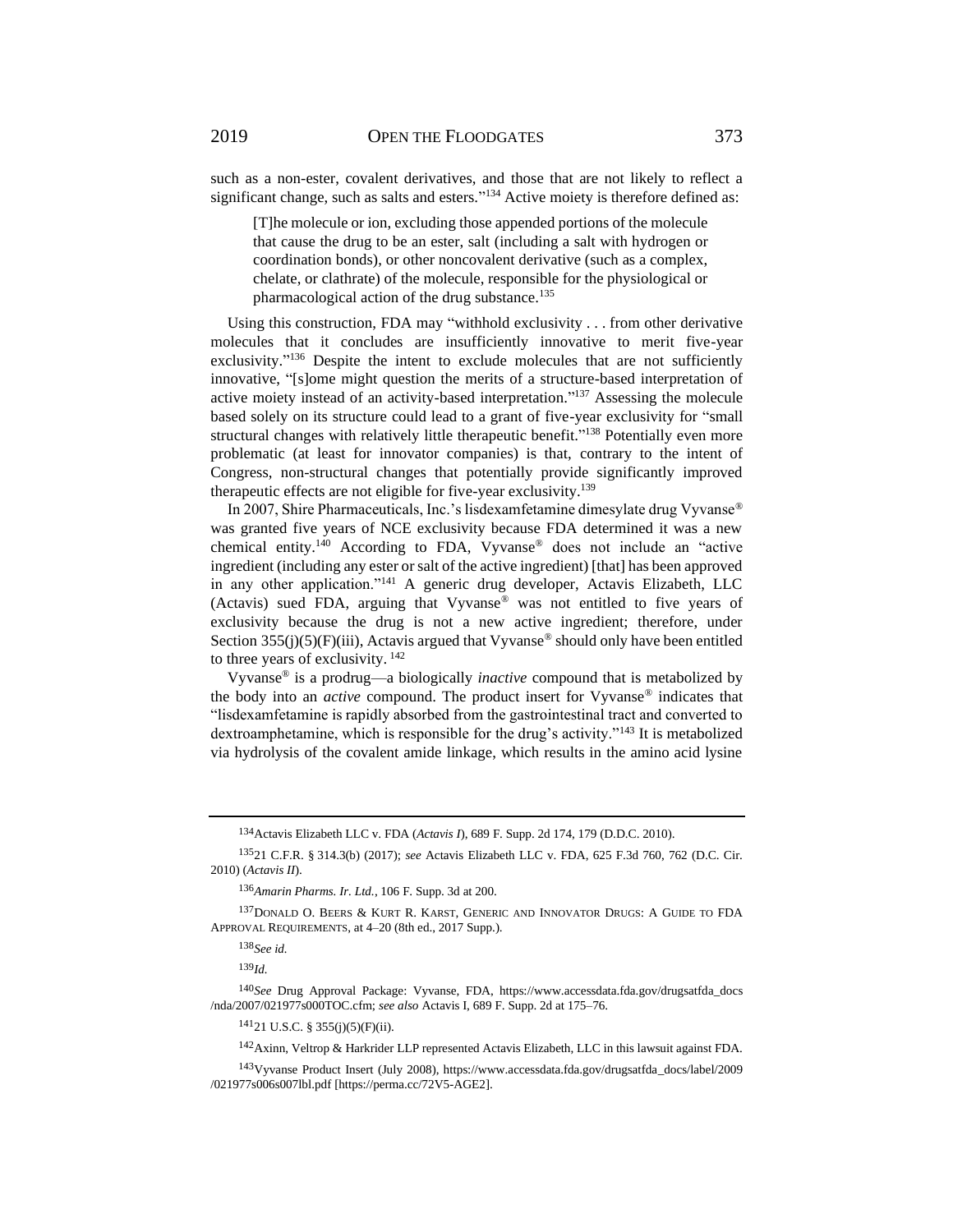such as a non-ester, covalent derivatives, and those that are not likely to reflect a significant change, such as salts and esters."[134] Active moiety is therefore defined as:

> [T]he molecule or ion, excluding those appended portions of the molecule that cause the drug to be an ester, salt (including a salt with hydrogen or coordination bonds), or other noncovalent derivative (such as a complex, chelate, or clathrate) of the molecule, responsible for the physiological or pharmacological action of the drug substance.[135]

Using this construction, FDA may "withhold exclusivity . . . from other derivative molecules that it concludes are insufficiently innovative to merit five-year exclusivity."[136] Despite the intent to exclude molecules that are not sufficiently innovative, "[s]ome might question the merits of a structure-based interpretation of active moiety instead of an activity-based interpretation."[137] Assessing the molecule based solely on its structure could lead to a grant of five-year exclusivity for "small structural changes with relatively little therapeutic benefit."[138] Potentially even more problematic (at least for innovator companies) is that, contrary to the intent of Congress, non-structural changes that potentially provide significantly improved therapeutic effects are not eligible for five-year exclusivity.[139]

In 2007, Shire Pharmaceuticals, Inc.'s lisdexamfetamine dimesylate drug Vyvanse® was granted five years of NCE exclusivity because FDA determined it was a new chemical entity.[140] According to FDA, Vyvanse® does not include an "active ingredient (including any ester or salt of the active ingredient) [that] has been approved in any other application."[141] A generic drug developer, Actavis Elizabeth, LLC (Actavis) sued FDA, arguing that Vyvanse® was not entitled to five years of exclusivity because the drug is not a new active ingredient; therefore, under Section 355(j)(5)(F)(iii), Actavis argued that Vyvanse® should only have been entitled to three years of exclusivity.[142]

Vyvanse® is a prodrug—a biologically *inactive* compound that is metabolized by the body into an *active* compound. The product insert for Vyvanse® indicates that "lisdexamfetamine is rapidly absorbed from the gastrointestinal tract and converted to dextroamphetamine, which is responsible for the drug's activity."[143] It is metabolized via hydrolysis of the covalent amide linkage, which results in the amino acid lysine

---

[134] Actavis Elizabeth LLC v. FDA (*Actavis I*), 689 F. Supp. 2d 174, 179 (D.D.C. 2010).

[135] 21 C.F.R. § 314.3(b) (2017); *see* Actavis Elizabeth LLC v. FDA, 625 F.3d 760, 762 (D.C. Cir. 2010) (*Actavis II*).

[136] *Amarin Pharms. Ir. Ltd.*, 106 F. Supp. 3d at 200.

[137] DONALD O. BEERS & KURT R. KARST, GENERIC AND INNOVATOR DRUGS: A GUIDE TO FDA APPROVAL REQUIREMENTS, at 4–20 (8th ed., 2017 Supp.).

[138] *See id.*

[139] *Id.*

[140] *See* Drug Approval Package: Vyvanse, FDA, https://www.accessdata.fda.gov/drugsatfda_docs/nda/2007/021977s000TOC.cfm; *see also* Actavis I, 689 F. Supp. 2d at 175–76.

[141] 21 U.S.C. § 355(j)(5)(F)(ii).

[142] Axinn, Veltrop & Harkrider LLP represented Actavis Elizabeth, LLC in this lawsuit against FDA.

[143] Vyvanse Product Insert (July 2008), https://www.accessdata.fda.gov/drugsatfda_docs/label/2009/021977s006s007lbl.pdf [https://perma.cc/72V5-AGE2].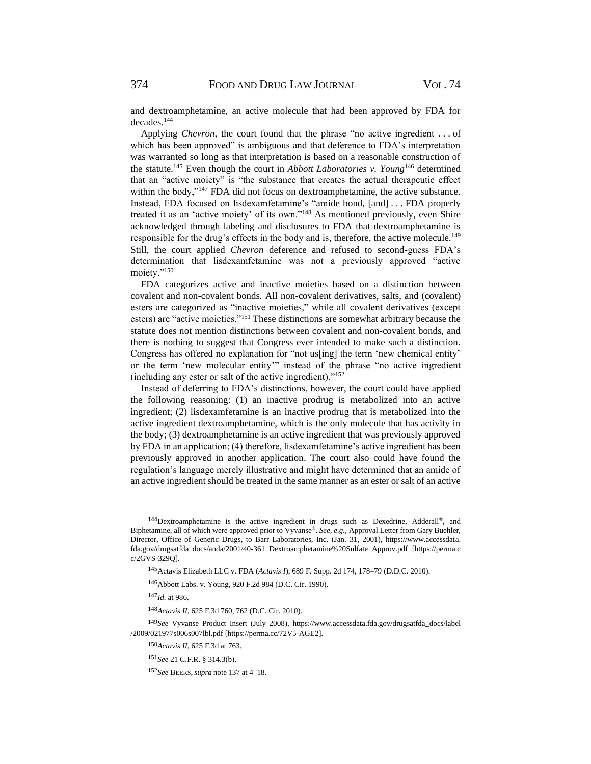and dextroamphetamine, an active molecule that had been approved by FDA for decades.[144]

Applying *Chevron*, the court found that the phrase "no active ingredient . . . of which has been approved" is ambiguous and that deference to FDA's interpretation was warranted so long as that interpretation is based on a reasonable construction of the statute.[145] Even though the court in *Abbott Laboratories v. Young*[146] determined that an "active moiety" is "the substance that creates the actual therapeutic effect within the body,"[147] FDA did not focus on dextroamphetamine, the active substance. Instead, FDA focused on lisdexamfetamine's "amide bond, [and] . . . FDA properly treated it as an 'active moiety' of its own."[148] As mentioned previously, even Shire acknowledged through labeling and disclosures to FDA that dextroamphetamine is responsible for the drug's effects in the body and is, therefore, the active molecule.[149] Still, the court applied *Chevron* deference and refused to second-guess FDA's determination that lisdexamfetamine was not a previously approved "active moiety."[150]

FDA categorizes active and inactive moieties based on a distinction between covalent and non-covalent bonds. All non-covalent derivatives, salts, and (covalent) esters are categorized as "inactive moieties," while all covalent derivatives (except esters) are "active moieties."[151] These distinctions are somewhat arbitrary because the statute does not mention distinctions between covalent and non-covalent bonds, and there is nothing to suggest that Congress ever intended to make such a distinction. Congress has offered no explanation for "not us[ing] the term 'new chemical entity' or the term 'new molecular entity'" instead of the phrase "no active ingredient (including any ester or salt of the active ingredient)."[152]

Instead of deferring to FDA's distinctions, however, the court could have applied the following reasoning: (1) an inactive prodrug is metabolized into an active ingredient; (2) lisdexamfetamine is an inactive prodrug that is metabolized into the active ingredient dextroamphetamine, which is the only molecule that has activity in the body; (3) dextroamphetamine is an active ingredient that was previously approved by FDA in an application; (4) therefore, lisdexamfetamine's active ingredient has been previously approved in another application. The court also could have found the regulation's language merely illustrative and might have determined that an amide of an active ingredient should be treated in the same manner as an ester or salt of an active

---

[144] Dextroamphetamine is the active ingredient in drugs such as Dexedrine, Adderall®, and Biphetamine, all of which were approved prior to Vyvanse®. *See, e.g.*, Approval Letter from Gary Buehler, Director, Office of Generic Drugs, to Barr Laboratories, Inc. (Jan. 31, 2001), https://www.accessdata.fda.gov/drugsatfda_docs/anda/2001/40-361_Dextroamphetamine%20Sulfate_Approv.pdf [https://perma.cc/2GVS-329Q].

[145] Actavis Elizabeth LLC v. FDA (*Actavis I*), 689 F. Supp. 2d 174, 178–79 (D.D.C. 2010).

[146] Abbott Labs. v. Young, 920 F.2d 984 (D.C. Cir. 1990).

[147] *Id.* at 986.

[148] *Actavis II*, 625 F.3d 760, 762 (D.C. Cir. 2010).

[149] *See* Vyvanse Product Insert (July 2008), https://www.accessdata.fda.gov/drugsatfda_docs/label/2009/021977s006s007lbl.pdf [https://perma.cc/72V5-AGE2].

[150] *Actavis II*, 625 F.3d at 763.

[151] *See* 21 C.F.R. § 314.3(b).

[152] *See* BEERS, *supra* note 137 at 4–18.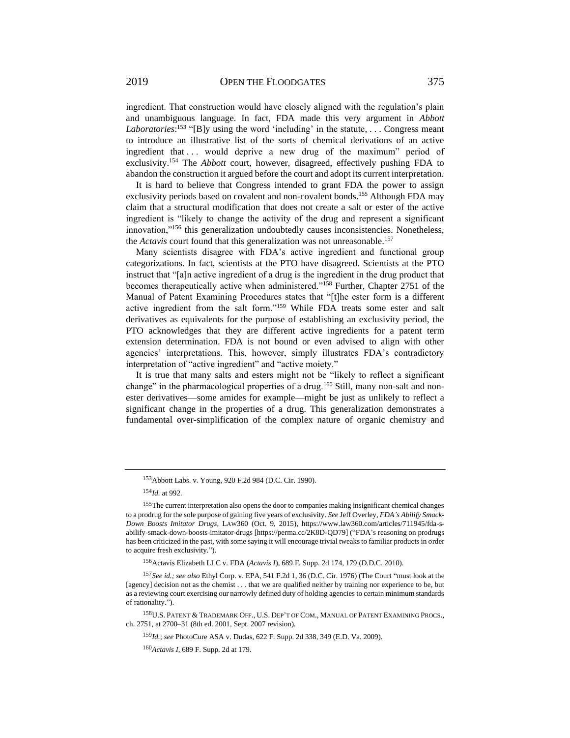ingredient. That construction would have closely aligned with the regulation's plain and unambiguous language. In fact, FDA made this very argument in *Abbott Laboratories*:[153] "[B]y using the word 'including' in the statute, . . . Congress meant to introduce an illustrative list of the sorts of chemical derivations of an active ingredient that . . . would deprive a new drug of the maximum" period of exclusivity.[154] The *Abbott* court, however, disagreed, effectively pushing FDA to abandon the construction it argued before the court and adopt its current interpretation.

It is hard to believe that Congress intended to grant FDA the power to assign exclusivity periods based on covalent and non-covalent bonds.[155] Although FDA may claim that a structural modification that does not create a salt or ester of the active ingredient is "likely to change the activity of the drug and represent a significant innovation,"[156] this generalization undoubtedly causes inconsistencies. Nonetheless, the *Actavis* court found that this generalization was not unreasonable.[157]

Many scientists disagree with FDA's active ingredient and functional group categorizations. In fact, scientists at the PTO have disagreed. Scientists at the PTO instruct that "[a]n active ingredient of a drug is the ingredient in the drug product that becomes therapeutically active when administered."[158] Further, Chapter 2751 of the Manual of Patent Examining Procedures states that "[t]he ester form is a different active ingredient from the salt form."[159] While FDA treats some ester and salt derivatives as equivalents for the purpose of establishing an exclusivity period, the PTO acknowledges that they are different active ingredients for a patent term extension determination. FDA is not bound or even advised to align with other agencies' interpretations. This, however, simply illustrates FDA's contradictory interpretation of "active ingredient" and "active moiety."

It is true that many salts and esters might not be "likely to reflect a significant change" in the pharmacological properties of a drug.[160] Still, many non-salt and non-ester derivatives—some amides for example—might be just as unlikely to reflect a significant change in the properties of a drug. This generalization demonstrates a fundamental over-simplification of the complex nature of organic chemistry and

---

[153] Abbott Labs. v. Young, 920 F.2d 984 (D.C. Cir. 1990).

[154] *Id.* at 992.

[155] The current interpretation also opens the door to companies making insignificant chemical changes to a prodrug for the sole purpose of gaining five years of exclusivity. *See* Jeff Overley, *FDA's Abilify Smack-Down Boosts Imitator Drugs*, LAW360 (Oct. 9, 2015), https://www.law360.com/articles/711945/fda-s-abilify-smack-down-boosts-imitator-drugs [https://perma.cc/2K8D-QD79] ("FDA's reasoning on prodrugs has been criticized in the past, with some saying it will encourage trivial tweaks to familiar products in order to acquire fresh exclusivity.").

[156] Actavis Elizabeth LLC v. FDA (*Actavis I*), 689 F. Supp. 2d 174, 179 (D.D.C. 2010).

[157] *See id.; see also* Ethyl Corp. v. EPA, 541 F.2d 1, 36 (D.C. Cir. 1976) (The Court "must look at the [agency] decision not as the chemist . . . that we are qualified neither by training nor experience to be, but as a reviewing court exercising our narrowly defined duty of holding agencies to certain minimum standards of rationality.").

[158] U.S. PATENT & TRADEMARK OFF., U.S. DEP'T OF COM., MANUAL OF PATENT EXAMINING PROCS., ch. 2751, at 2700–31 (8th ed. 2001, Sept. 2007 revision).

[159] *Id.*; *see* PhotoCure ASA v. Dudas, 622 F. Supp. 2d 338, 349 (E.D. Va. 2009).

[160] *Actavis I*, 689 F. Supp. 2d at 179.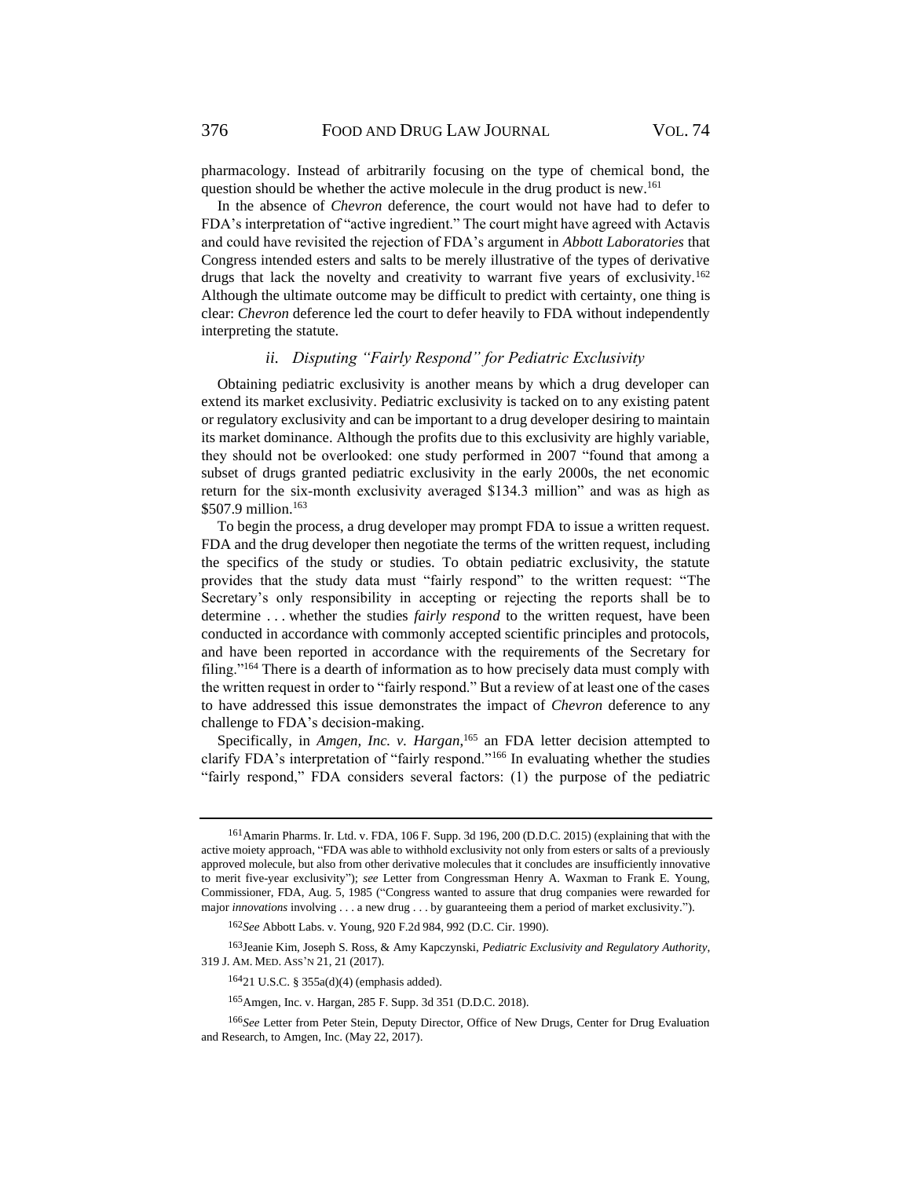pharmacology. Instead of arbitrarily focusing on the type of chemical bond, the question should be whether the active molecule in the drug product is new.[161]

In the absence of *Chevron* deference, the court would not have had to defer to FDA's interpretation of "active ingredient." The court might have agreed with Actavis and could have revisited the rejection of FDA's argument in *Abbott Laboratories* that Congress intended esters and salts to be merely illustrative of the types of derivative drugs that lack the novelty and creativity to warrant five years of exclusivity.[162] Although the ultimate outcome may be difficult to predict with certainty, one thing is clear: *Chevron* deference led the court to defer heavily to FDA without independently interpreting the statute.

#### *ii. Disputing "Fairly Respond" for Pediatric Exclusivity*

Obtaining pediatric exclusivity is another means by which a drug developer can extend its market exclusivity. Pediatric exclusivity is tacked on to any existing patent or regulatory exclusivity and can be important to a drug developer desiring to maintain its market dominance. Although the profits due to this exclusivity are highly variable, they should not be overlooked: one study performed in 2007 "found that among a subset of drugs granted pediatric exclusivity in the early 2000s, the net economic return for the six-month exclusivity averaged $134.3 million" and was as high as $507.9 million.[163]

To begin the process, a drug developer may prompt FDA to issue a written request. FDA and the drug developer then negotiate the terms of the written request, including the specifics of the study or studies. To obtain pediatric exclusivity, the statute provides that the study data must "fairly respond" to the written request: "The Secretary's only responsibility in accepting or rejecting the reports shall be to determine . . . whether the studies *fairly respond* to the written request, have been conducted in accordance with commonly accepted scientific principles and protocols, and have been reported in accordance with the requirements of the Secretary for filing."[164] There is a dearth of information as to how precisely data must comply with the written request in order to "fairly respond." But a review of at least one of the cases to have addressed this issue demonstrates the impact of *Chevron* deference to any challenge to FDA's decision-making.

Specifically, in *Amgen, Inc. v. Hargan*,[165] an FDA letter decision attempted to clarify FDA's interpretation of "fairly respond."[166] In evaluating whether the studies "fairly respond," FDA considers several factors: (1) the purpose of the pediatric

---

[161] Amarin Pharms. Ir. Ltd. v. FDA, 106 F. Supp. 3d 196, 200 (D.D.C. 2015) (explaining that with the active moiety approach, "FDA was able to withhold exclusivity not only from esters or salts of a previously approved molecule, but also from other derivative molecules that it concludes are insufficiently innovative to merit five-year exclusivity"); *see* Letter from Congressman Henry A. Waxman to Frank E. Young, Commissioner, FDA, Aug. 5, 1985 ("Congress wanted to assure that drug companies were rewarded for major *innovations* involving . . . a new drug . . . by guaranteeing them a period of market exclusivity.").

[162] *See* Abbott Labs. v. Young, 920 F.2d 984, 992 (D.C. Cir. 1990).

[163] Jeanie Kim, Joseph S. Ross, & Amy Kapczynski, *Pediatric Exclusivity and Regulatory Authority*, 319 J. AM. MED. ASS'N 21, 21 (2017).

[164] 21 U.S.C. § 355a(d)(4) (emphasis added).

[165] Amgen, Inc. v. Hargan, 285 F. Supp. 3d 351 (D.D.C. 2018).

[166] *See* Letter from Peter Stein, Deputy Director, Office of New Drugs, Center for Drug Evaluation and Research, to Amgen, Inc. (May 22, 2017).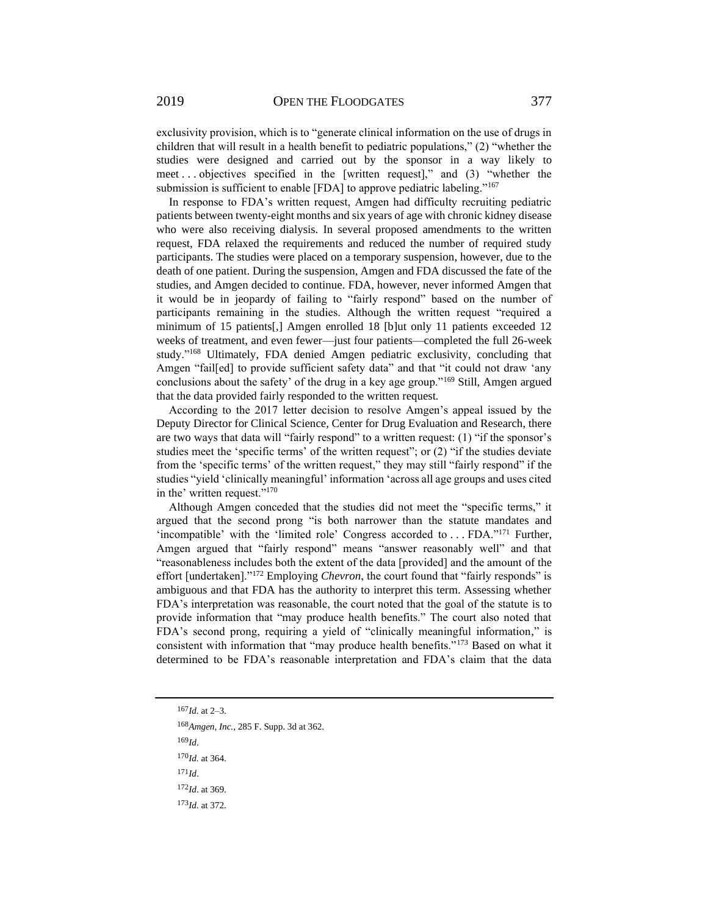exclusivity provision, which is to "generate clinical information on the use of drugs in children that will result in a health benefit to pediatric populations," (2) "whether the studies were designed and carried out by the sponsor in a way likely to meet . . . objectives specified in the [written request]," and (3) "whether the submission is sufficient to enable [FDA] to approve pediatric labeling."[167]

In response to FDA's written request, Amgen had difficulty recruiting pediatric patients between twenty-eight months and six years of age with chronic kidney disease who were also receiving dialysis. In several proposed amendments to the written request, FDA relaxed the requirements and reduced the number of required study participants. The studies were placed on a temporary suspension, however, due to the death of one patient. During the suspension, Amgen and FDA discussed the fate of the studies, and Amgen decided to continue. FDA, however, never informed Amgen that it would be in jeopardy of failing to "fairly respond" based on the number of participants remaining in the studies. Although the written request "required a minimum of 15 patients[,] Amgen enrolled 18 [b]ut only 11 patients exceeded 12 weeks of treatment, and even fewer—just four patients—completed the full 26-week study."[168] Ultimately, FDA denied Amgen pediatric exclusivity, concluding that Amgen "fail[ed] to provide sufficient safety data" and that "it could not draw 'any conclusions about the safety' of the drug in a key age group."[169] Still, Amgen argued that the data provided fairly responded to the written request.

According to the 2017 letter decision to resolve Amgen's appeal issued by the Deputy Director for Clinical Science, Center for Drug Evaluation and Research, there are two ways that data will "fairly respond" to a written request: (1) "if the sponsor's studies meet the 'specific terms' of the written request"; or (2) "if the studies deviate from the 'specific terms' of the written request," they may still "fairly respond" if the studies "yield 'clinically meaningful' information 'across all age groups and uses cited in the' written request."[170]

Although Amgen conceded that the studies did not meet the "specific terms," it argued that the second prong "is both narrower than the statute mandates and 'incompatible' with the 'limited role' Congress accorded to . . . FDA."[171] Further, Amgen argued that "fairly respond" means "answer reasonably well" and that "reasonableness includes both the extent of the data [provided] and the amount of the effort [undertaken]."[172] Employing *Chevron*, the court found that "fairly responds" is ambiguous and that FDA has the authority to interpret this term. Assessing whether FDA's interpretation was reasonable, the court noted that the goal of the statute is to provide information that "may produce health benefits." The court also noted that FDA's second prong, requiring a yield of "clinically meaningful information," is consistent with information that "may produce health benefits."[173] Based on what it determined to be FDA's reasonable interpretation and FDA's claim that the data

---

[167] *Id.* at 2–3.

[168] *Amgen, Inc.*, 285 F. Supp. 3d at 362.

[169] *Id*.

[170] *Id.* at 364.

[171] *Id*.

[172] *Id*. at 369.

[173] *Id.* at 372.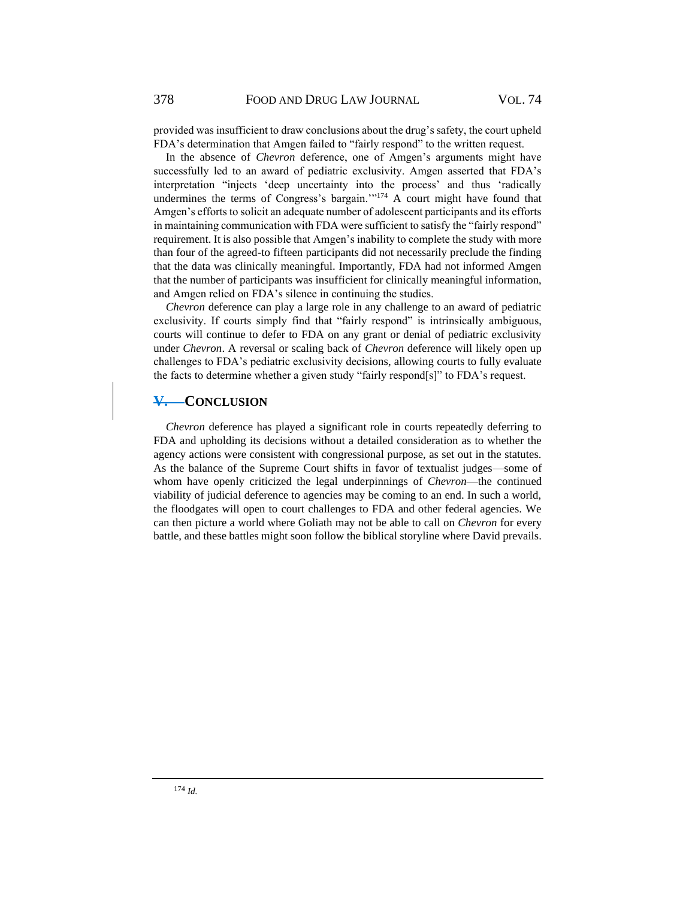provided was insufficient to draw conclusions about the drug's safety, the court upheld FDA's determination that Amgen failed to "fairly respond" to the written request.

In the absence of *Chevron* deference, one of Amgen's arguments might have successfully led to an award of pediatric exclusivity. Amgen asserted that FDA's interpretation "injects 'deep uncertainty into the process' and thus 'radically undermines the terms of Congress's bargain.'"[174] A court might have found that Amgen's efforts to solicit an adequate number of adolescent participants and its efforts in maintaining communication with FDA were sufficient to satisfy the "fairly respond" requirement. It is also possible that Amgen's inability to complete the study with more than four of the agreed-to fifteen participants did not necessarily preclude the finding that the data was clinically meaningful. Importantly, FDA had not informed Amgen that the number of participants was insufficient for clinically meaningful information, and Amgen relied on FDA's silence in continuing the studies.

*Chevron* deference can play a large role in any challenge to an award of pediatric exclusivity. If courts simply find that "fairly respond" is intrinsically ambiguous, courts will continue to defer to FDA on any grant or denial of pediatric exclusivity under *Chevron*. A reversal or scaling back of *Chevron* deference will likely open up challenges to FDA's pediatric exclusivity decisions, allowing courts to fully evaluate the facts to determine whether a given study "fairly respond[s]" to FDA's request.

## V. CONCLUSION

*Chevron* deference has played a significant role in courts repeatedly deferring to FDA and upholding its decisions without a detailed consideration as to whether the agency actions were consistent with congressional purpose, as set out in the statutes. As the balance of the Supreme Court shifts in favor of textualist judges—some of whom have openly criticized the legal underpinnings of *Chevron*—the continued viability of judicial deference to agencies may be coming to an end. In such a world, the floodgates will open to court challenges to FDA and other federal agencies. We can then picture a world where Goliath may not be able to call on *Chevron* for every battle, and these battles might soon follow the biblical storyline where David prevails.

---

[174] *Id.*